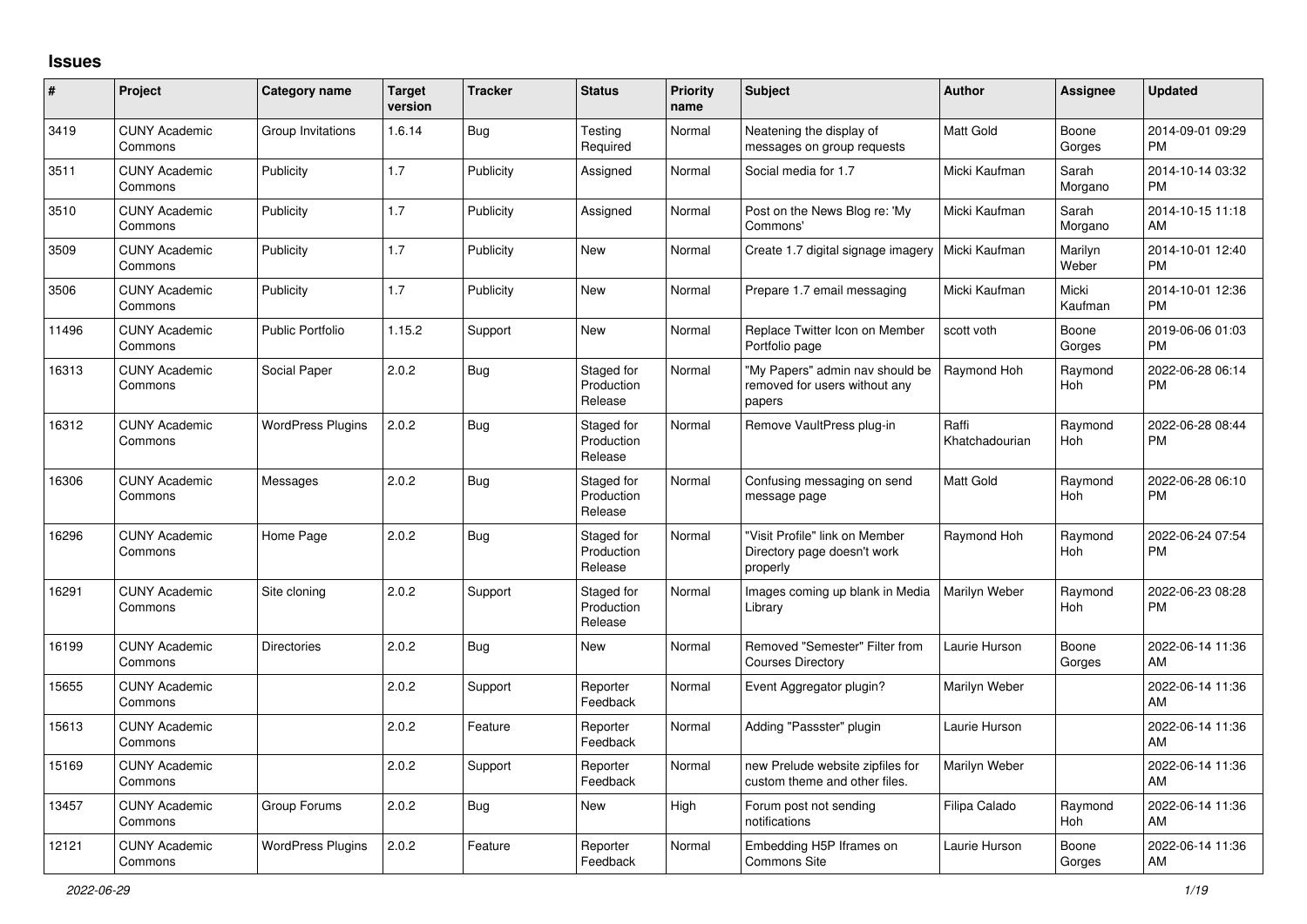# Issues

| # | Project | Category name | Target version | Tracker | Status | Priority name | Subject | Author | Assignee | Updated |
|---|---|---|---|---|---|---|---|---|---|---|
| 3419 | CUNY Academic Commons | Group Invitations | 1.6.14 | Bug | Testing Required | Normal | Neatening the display of messages on group requests | Matt Gold | Boone Gorges | 2014-09-01 09:29 PM |
| 3511 | CUNY Academic Commons | Publicity | 1.7 | Publicity | Assigned | Normal | Social media for 1.7 | Micki Kaufman | Sarah Morgano | 2014-10-14 03:32 PM |
| 3510 | CUNY Academic Commons | Publicity | 1.7 | Publicity | Assigned | Normal | Post on the News Blog re: 'My Commons' | Micki Kaufman | Sarah Morgano | 2014-10-15 11:18 AM |
| 3509 | CUNY Academic Commons | Publicity | 1.7 | Publicity | New | Normal | Create 1.7 digital signage imagery | Micki Kaufman | Marilyn Weber | 2014-10-01 12:40 PM |
| 3506 | CUNY Academic Commons | Publicity | 1.7 | Publicity | New | Normal | Prepare 1.7 email messaging | Micki Kaufman | Micki Kaufman | 2014-10-01 12:36 PM |
| 11496 | CUNY Academic Commons | Public Portfolio | 1.15.2 | Support | New | Normal | Replace Twitter Icon on Member Portfolio page | scott voth | Boone Gorges | 2019-06-06 01:03 PM |
| 16313 | CUNY Academic Commons | Social Paper | 2.0.2 | Bug | Staged for Production Release | Normal | "My Papers" admin nav should be removed for users without any papers | Raymond Hoh | Raymond Hoh | 2022-06-28 06:14 PM |
| 16312 | CUNY Academic Commons | WordPress Plugins | 2.0.2 | Bug | Staged for Production Release | Normal | Remove VaultPress plug-in | Raffi Khatchadourian | Raymond Hoh | 2022-06-28 08:44 PM |
| 16306 | CUNY Academic Commons | Messages | 2.0.2 | Bug | Staged for Production Release | Normal | Confusing messaging on send message page | Matt Gold | Raymond Hoh | 2022-06-28 06:10 PM |
| 16296 | CUNY Academic Commons | Home Page | 2.0.2 | Bug | Staged for Production Release | Normal | "Visit Profile" link on Member Directory page doesn't work properly | Raymond Hoh | Raymond Hoh | 2022-06-24 07:54 PM |
| 16291 | CUNY Academic Commons | Site cloning | 2.0.2 | Support | Staged for Production Release | Normal | Images coming up blank in Media Library | Marilyn Weber | Raymond Hoh | 2022-06-23 08:28 PM |
| 16199 | CUNY Academic Commons | Directories | 2.0.2 | Bug | New | Normal | Removed "Semester" Filter from Courses Directory | Laurie Hurson | Boone Gorges | 2022-06-14 11:36 AM |
| 15655 | CUNY Academic Commons | | 2.0.2 | Support | Reporter Feedback | Normal | Event Aggregator plugin? | Marilyn Weber | | 2022-06-14 11:36 AM |
| 15613 | CUNY Academic Commons | | 2.0.2 | Feature | Reporter Feedback | Normal | Adding "Passster" plugin | Laurie Hurson | | 2022-06-14 11:36 AM |
| 15169 | CUNY Academic Commons | | 2.0.2 | Support | Reporter Feedback | Normal | new Prelude website zipfiles for custom theme and other files. | Marilyn Weber | | 2022-06-14 11:36 AM |
| 13457 | CUNY Academic Commons | Group Forums | 2.0.2 | Bug | New | High | Forum post not sending notifications | Filipa Calado | Raymond Hoh | 2022-06-14 11:36 AM |
| 12121 | CUNY Academic Commons | WordPress Plugins | 2.0.2 | Feature | Reporter Feedback | Normal | Embedding H5P Iframes on Commons Site | Laurie Hurson | Boone Gorges | 2022-06-14 11:36 AM |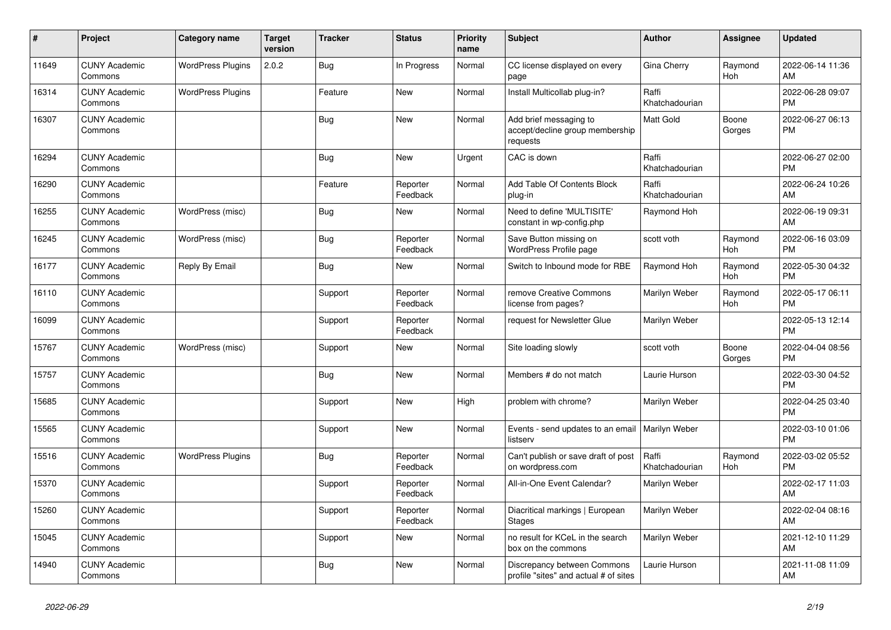| # | Project | Category name | Target version | Tracker | Status | Priority name | Subject | Author | Assignee | Updated |
|---|---|---|---|---|---|---|---|---|---|---|
| 11649 | CUNY Academic Commons | WordPress Plugins | 2.0.2 | Bug | In Progress | Normal | CC license displayed on every page | Gina Cherry | Raymond Hoh | 2022-06-14 11:36 AM |
| 16314 | CUNY Academic Commons | WordPress Plugins | | Feature | New | Normal | Install Multicollab plug-in? | Raffi Khatchadourian | | 2022-06-28 09:07 PM |
| 16307 | CUNY Academic Commons | | | Bug | New | Normal | Add brief messaging to accept/decline group membership requests | Matt Gold | Boone Gorges | 2022-06-27 06:13 PM |
| 16294 | CUNY Academic Commons | | | Bug | New | Urgent | CAC is down | Raffi Khatchadourian | | 2022-06-27 02:00 PM |
| 16290 | CUNY Academic Commons | | | Feature | Reporter Feedback | Normal | Add Table Of Contents Block plug-in | Raffi Khatchadourian | | 2022-06-24 10:26 AM |
| 16255 | CUNY Academic Commons | WordPress (misc) | | Bug | New | Normal | Need to define 'MULTISITE' constant in wp-config.php | Raymond Hoh | | 2022-06-19 09:31 AM |
| 16245 | CUNY Academic Commons | WordPress (misc) | | Bug | Reporter Feedback | Normal | Save Button missing on WordPress Profile page | scott voth | Raymond Hoh | 2022-06-16 03:09 PM |
| 16177 | CUNY Academic Commons | Reply By Email | | Bug | New | Normal | Switch to Inbound mode for RBE | Raymond Hoh | Raymond Hoh | 2022-05-30 04:32 PM |
| 16110 | CUNY Academic Commons | | | Support | Reporter Feedback | Normal | remove Creative Commons license from pages? | Marilyn Weber | Raymond Hoh | 2022-05-17 06:11 PM |
| 16099 | CUNY Academic Commons | | | Support | Reporter Feedback | Normal | request for Newsletter Glue | Marilyn Weber | | 2022-05-13 12:14 PM |
| 15767 | CUNY Academic Commons | WordPress (misc) | | Support | New | Normal | Site loading slowly | scott voth | Boone Gorges | 2022-04-04 08:56 PM |
| 15757 | CUNY Academic Commons | | | Bug | New | Normal | Members # do not match | Laurie Hurson | | 2022-03-30 04:52 PM |
| 15685 | CUNY Academic Commons | | | Support | New | High | problem with chrome? | Marilyn Weber | | 2022-04-25 03:40 PM |
| 15565 | CUNY Academic Commons | | | Support | New | Normal | Events - send updates to an email listserv | Marilyn Weber | | 2022-03-10 01:06 PM |
| 15516 | CUNY Academic Commons | WordPress Plugins | | Bug | Reporter Feedback | Normal | Can't publish or save draft of post on wordpress.com | Raffi Khatchadourian | Raymond Hoh | 2022-03-02 05:52 PM |
| 15370 | CUNY Academic Commons | | | Support | Reporter Feedback | Normal | All-in-One Event Calendar? | Marilyn Weber | | 2022-02-17 11:03 AM |
| 15260 | CUNY Academic Commons | | | Support | Reporter Feedback | Normal | Diacritical markings \| European Stages | Marilyn Weber | | 2022-02-04 08:16 AM |
| 15045 | CUNY Academic Commons | | | Support | New | Normal | no result for KCeL in the search box on the commons | Marilyn Weber | | 2021-12-10 11:29 AM |
| 14940 | CUNY Academic Commons | | | Bug | New | Normal | Discrepancy between Commons profile "sites" and actual # of sites | Laurie Hurson | | 2021-11-08 11:09 AM |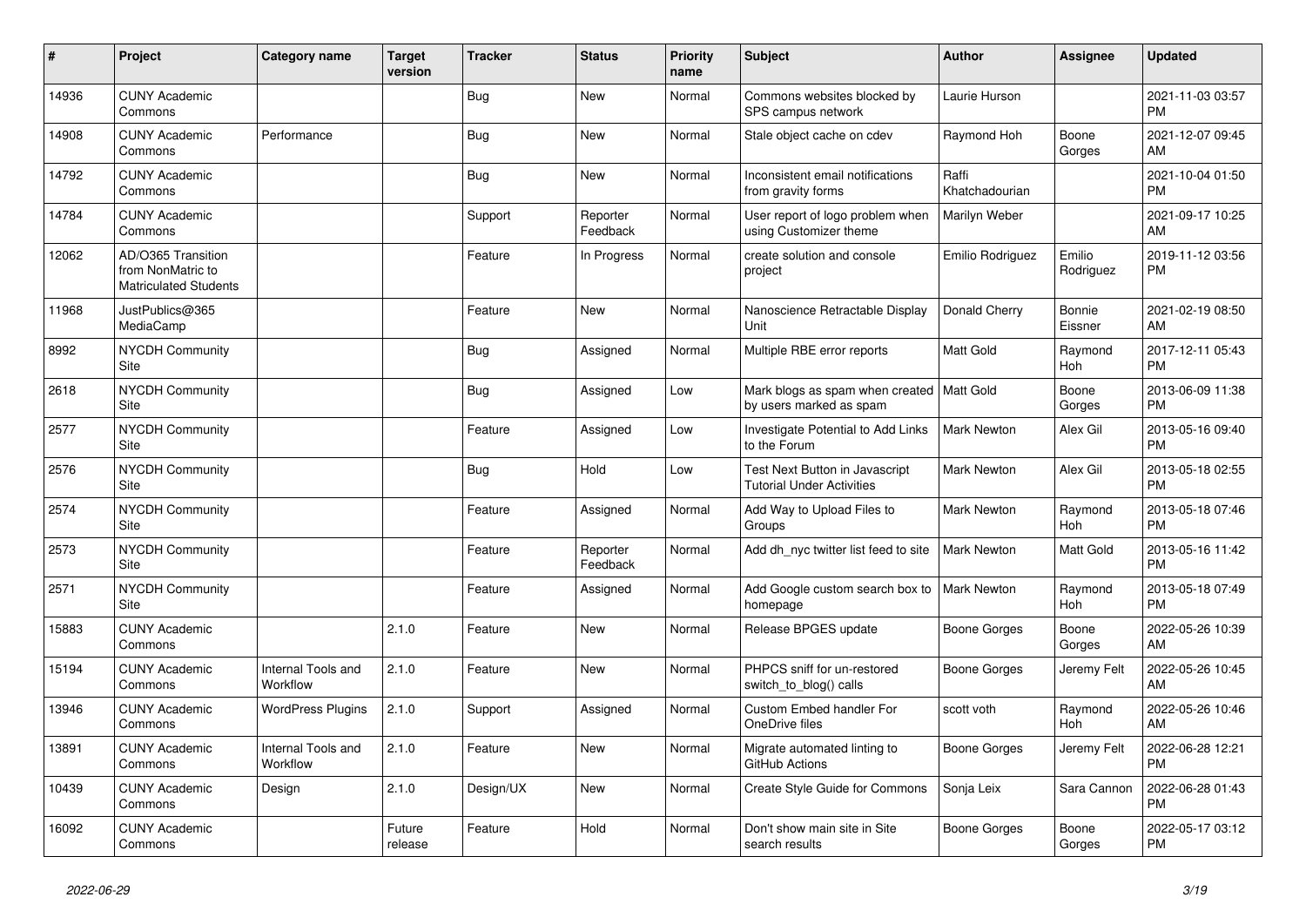| # | Project | Category name | Target version | Tracker | Status | Priority name | Subject | Author | Assignee | Updated |
|---|---|---|---|---|---|---|---|---|---|---|
| 14936 | CUNY Academic Commons | | | Bug | New | Normal | Commons websites blocked by SPS campus network | Laurie Hurson | | 2021-11-03 03:57 PM |
| 14908 | CUNY Academic Commons | Performance | | Bug | New | Normal | Stale object cache on cdev | Raymond Hoh | Boone Gorges | 2021-12-07 09:45 AM |
| 14792 | CUNY Academic Commons | | | Bug | New | Normal | Inconsistent email notifications from gravity forms | Raffi Khatchadourian | | 2021-10-04 01:50 PM |
| 14784 | CUNY Academic Commons | | | Support | Reporter Feedback | Normal | User report of logo problem when using Customizer theme | Marilyn Weber | | 2021-09-17 10:25 AM |
| 12062 | AD/O365 Transition from NonMatric to Matriculated Students | | | Feature | In Progress | Normal | create solution and console project | Emilio Rodriguez | Emilio Rodriguez | 2019-11-12 03:56 PM |
| 11968 | JustPublics@365 MediaCamp | | | Feature | New | Normal | Nanoscience Retractable Display Unit | Donald Cherry | Bonnie Eissner | 2021-02-19 08:50 AM |
| 8992 | NYCDH Community Site | | | Bug | Assigned | Normal | Multiple RBE error reports | Matt Gold | Raymond Hoh | 2017-12-11 05:43 PM |
| 2618 | NYCDH Community Site | | | Bug | Assigned | Low | Mark blogs as spam when created by users marked as spam | Matt Gold | Boone Gorges | 2013-06-09 11:38 PM |
| 2577 | NYCDH Community Site | | | Feature | Assigned | Low | Investigate Potential to Add Links to the Forum | Mark Newton | Alex Gil | 2013-05-16 09:40 PM |
| 2576 | NYCDH Community Site | | | Bug | Hold | Low | Test Next Button in Javascript Tutorial Under Activities | Mark Newton | Alex Gil | 2013-05-18 02:55 PM |
| 2574 | NYCDH Community Site | | | Feature | Assigned | Normal | Add Way to Upload Files to Groups | Mark Newton | Raymond Hoh | 2013-05-18 07:46 PM |
| 2573 | NYCDH Community Site | | | Feature | Reporter Feedback | Normal | Add dh_nyc twitter list feed to site | Mark Newton | Matt Gold | 2013-05-16 11:42 PM |
| 2571 | NYCDH Community Site | | | Feature | Assigned | Normal | Add Google custom search box to homepage | Mark Newton | Raymond Hoh | 2013-05-18 07:49 PM |
| 15883 | CUNY Academic Commons | | 2.1.0 | Feature | New | Normal | Release BPGES update | Boone Gorges | Boone Gorges | 2022-05-26 10:39 AM |
| 15194 | CUNY Academic Commons | Internal Tools and Workflow | 2.1.0 | Feature | New | Normal | PHPCS sniff for un-restored switch_to_blog() calls | Boone Gorges | Jeremy Felt | 2022-05-26 10:45 AM |
| 13946 | CUNY Academic Commons | WordPress Plugins | 2.1.0 | Support | Assigned | Normal | Custom Embed handler For OneDrive files | scott voth | Raymond Hoh | 2022-05-26 10:46 AM |
| 13891 | CUNY Academic Commons | Internal Tools and Workflow | 2.1.0 | Feature | New | Normal | Migrate automated linting to GitHub Actions | Boone Gorges | Jeremy Felt | 2022-06-28 12:21 PM |
| 10439 | CUNY Academic Commons | Design | 2.1.0 | Design/UX | New | Normal | Create Style Guide for Commons | Sonja Leix | Sara Cannon | 2022-06-28 01:43 PM |
| 16092 | CUNY Academic Commons | | Future release | Feature | Hold | Normal | Don't show main site in Site search results | Boone Gorges | Boone Gorges | 2022-05-17 03:12 PM |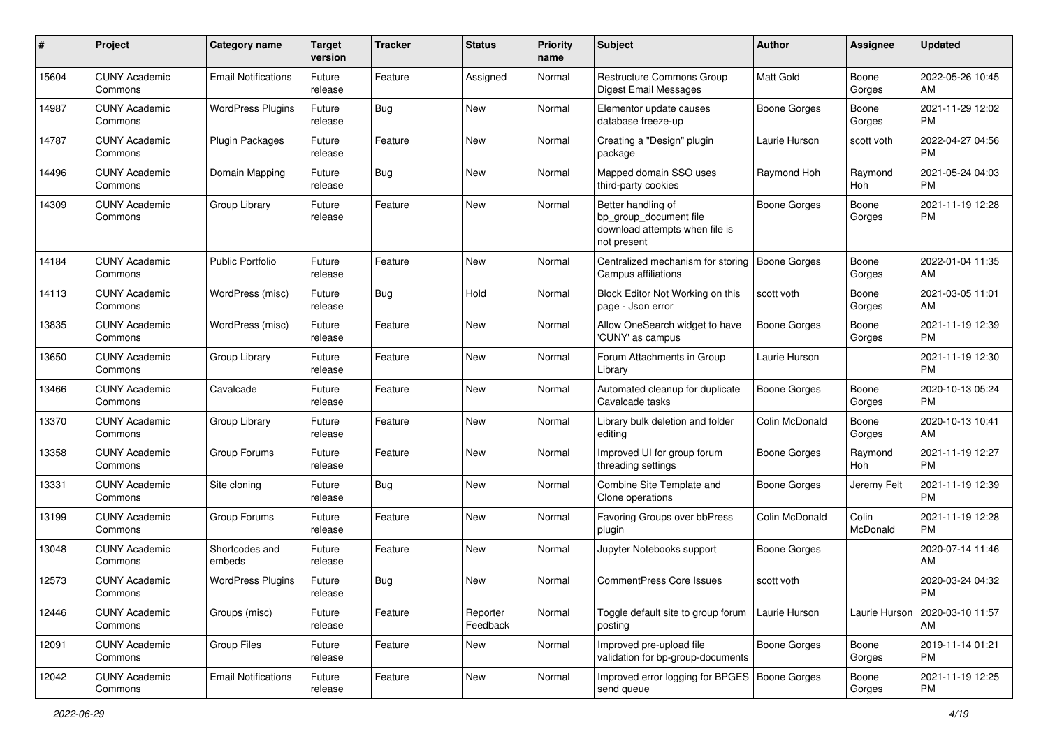| # | Project | Category name | Target version | Tracker | Status | Priority name | Subject | Author | Assignee | Updated |
|---|---|---|---|---|---|---|---|---|---|---|
| 15604 | CUNY Academic Commons | Email Notifications | Future release | Feature | Assigned | Normal | Restructure Commons Group Digest Email Messages | Matt Gold | Boone Gorges | 2022-05-26 10:45 AM |
| 14987 | CUNY Academic Commons | WordPress Plugins | Future release | Bug | New | Normal | Elementor update causes database freeze-up | Boone Gorges | Boone Gorges | 2021-11-29 12:02 PM |
| 14787 | CUNY Academic Commons | Plugin Packages | Future release | Feature | New | Normal | Creating a "Design" plugin package | Laurie Hurson | scott voth | 2022-04-27 04:56 PM |
| 14496 | CUNY Academic Commons | Domain Mapping | Future release | Bug | New | Normal | Mapped domain SSO uses third-party cookies | Raymond Hoh | Raymond Hoh | 2021-05-24 04:03 PM |
| 14309 | CUNY Academic Commons | Group Library | Future release | Feature | New | Normal | Better handling of bp_group_document file download attempts when file is not present | Boone Gorges | Boone Gorges | 2021-11-19 12:28 PM |
| 14184 | CUNY Academic Commons | Public Portfolio | Future release | Feature | New | Normal | Centralized mechanism for storing Campus affiliations | Boone Gorges | Boone Gorges | 2022-01-04 11:35 AM |
| 14113 | CUNY Academic Commons | WordPress (misc) | Future release | Bug | Hold | Normal | Block Editor Not Working on this page - Json error | scott voth | Boone Gorges | 2021-03-05 11:01 AM |
| 13835 | CUNY Academic Commons | WordPress (misc) | Future release | Feature | New | Normal | Allow OneSearch widget to have 'CUNY' as campus | Boone Gorges | Boone Gorges | 2021-11-19 12:39 PM |
| 13650 | CUNY Academic Commons | Group Library | Future release | Feature | New | Normal | Forum Attachments in Group Library | Laurie Hurson | | 2021-11-19 12:30 PM |
| 13466 | CUNY Academic Commons | Cavalcade | Future release | Feature | New | Normal | Automated cleanup for duplicate Cavalcade tasks | Boone Gorges | Boone Gorges | 2020-10-13 05:24 PM |
| 13370 | CUNY Academic Commons | Group Library | Future release | Feature | New | Normal | Library bulk deletion and folder editing | Colin McDonald | Boone Gorges | 2020-10-13 10:41 AM |
| 13358 | CUNY Academic Commons | Group Forums | Future release | Feature | New | Normal | Improved UI for group forum threading settings | Boone Gorges | Raymond Hoh | 2021-11-19 12:27 PM |
| 13331 | CUNY Academic Commons | Site cloning | Future release | Bug | New | Normal | Combine Site Template and Clone operations | Boone Gorges | Jeremy Felt | 2021-11-19 12:39 PM |
| 13199 | CUNY Academic Commons | Group Forums | Future release | Feature | New | Normal | Favoring Groups over bbPress plugin | Colin McDonald | Colin McDonald | 2021-11-19 12:28 PM |
| 13048 | CUNY Academic Commons | Shortcodes and embeds | Future release | Feature | New | Normal | Jupyter Notebooks support | Boone Gorges | | 2020-07-14 11:46 AM |
| 12573 | CUNY Academic Commons | WordPress Plugins | Future release | Bug | New | Normal | CommentPress Core Issues | scott voth | | 2020-03-24 04:32 PM |
| 12446 | CUNY Academic Commons | Groups (misc) | Future release | Feature | Reporter Feedback | Normal | Toggle default site to group forum posting | Laurie Hurson | Laurie Hurson | 2020-03-10 11:57 AM |
| 12091 | CUNY Academic Commons | Group Files | Future release | Feature | New | Normal | Improved pre-upload file validation for bp-group-documents | Boone Gorges | Boone Gorges | 2019-11-14 01:21 PM |
| 12042 | CUNY Academic Commons | Email Notifications | Future release | Feature | New | Normal | Improved error logging for BPGES send queue | Boone Gorges | Boone Gorges | 2021-11-19 12:25 PM |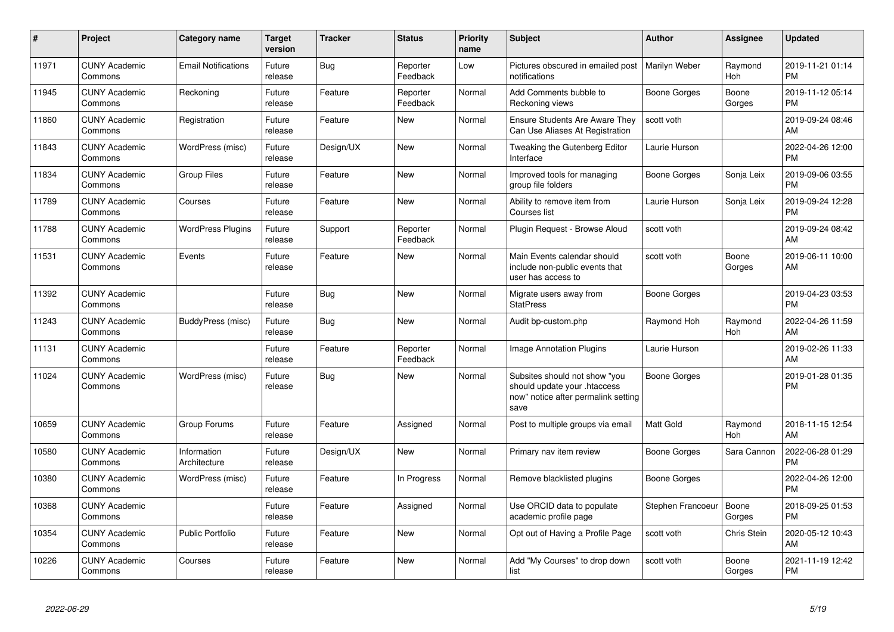| # | Project | Category name | Target version | Tracker | Status | Priority name | Subject | Author | Assignee | Updated |
|---|---|---|---|---|---|---|---|---|---|---|
| 11971 | CUNY Academic Commons | Email Notifications | Future release | Bug | Reporter Feedback | Low | Pictures obscured in emailed post notifications | Marilyn Weber | Raymond Hoh | 2019-11-21 01:14 PM |
| 11945 | CUNY Academic Commons | Reckoning | Future release | Feature | Reporter Feedback | Normal | Add Comments bubble to Reckoning views | Boone Gorges | Boone Gorges | 2019-11-12 05:14 PM |
| 11860 | CUNY Academic Commons | Registration | Future release | Feature | New | Normal | Ensure Students Are Aware They Can Use Aliases At Registration | scott voth | | 2019-09-24 08:46 AM |
| 11843 | CUNY Academic Commons | WordPress (misc) | Future release | Design/UX | New | Normal | Tweaking the Gutenberg Editor Interface | Laurie Hurson | | 2022-04-26 12:00 PM |
| 11834 | CUNY Academic Commons | Group Files | Future release | Feature | New | Normal | Improved tools for managing group file folders | Boone Gorges | Sonja Leix | 2019-09-06 03:55 PM |
| 11789 | CUNY Academic Commons | Courses | Future release | Feature | New | Normal | Ability to remove item from Courses list | Laurie Hurson | Sonja Leix | 2019-09-24 12:28 PM |
| 11788 | CUNY Academic Commons | WordPress Plugins | Future release | Support | Reporter Feedback | Normal | Plugin Request - Browse Aloud | scott voth | | 2019-09-24 08:42 AM |
| 11531 | CUNY Academic Commons | Events | Future release | Feature | New | Normal | Main Events calendar should include non-public events that user has access to | scott voth | Boone Gorges | 2019-06-11 10:00 AM |
| 11392 | CUNY Academic Commons | | Future release | Bug | New | Normal | Migrate users away from StatPress | Boone Gorges | | 2019-04-23 03:53 PM |
| 11243 | CUNY Academic Commons | BuddyPress (misc) | Future release | Bug | New | Normal | Audit bp-custom.php | Raymond Hoh | Raymond Hoh | 2022-04-26 11:59 AM |
| 11131 | CUNY Academic Commons | | Future release | Feature | Reporter Feedback | Normal | Image Annotation Plugins | Laurie Hurson | | 2019-02-26 11:33 AM |
| 11024 | CUNY Academic Commons | WordPress (misc) | Future release | Bug | New | Normal | Subsites should not show "you should update your .htaccess now" notice after permalink setting save | Boone Gorges | | 2019-01-28 01:35 PM |
| 10659 | CUNY Academic Commons | Group Forums | Future release | Feature | Assigned | Normal | Post to multiple groups via email | Matt Gold | Raymond Hoh | 2018-11-15 12:54 AM |
| 10580 | CUNY Academic Commons | Information Architecture | Future release | Design/UX | New | Normal | Primary nav item review | Boone Gorges | Sara Cannon | 2022-06-28 01:29 PM |
| 10380 | CUNY Academic Commons | WordPress (misc) | Future release | Feature | In Progress | Normal | Remove blacklisted plugins | Boone Gorges | | 2022-04-26 12:00 PM |
| 10368 | CUNY Academic Commons | | Future release | Feature | Assigned | Normal | Use ORCID data to populate academic profile page | Stephen Francoeur | Boone Gorges | 2018-09-25 01:53 PM |
| 10354 | CUNY Academic Commons | Public Portfolio | Future release | Feature | New | Normal | Opt out of Having a Profile Page | scott voth | Chris Stein | 2020-05-12 10:43 AM |
| 10226 | CUNY Academic Commons | Courses | Future release | Feature | New | Normal | Add "My Courses" to drop down list | scott voth | Boone Gorges | 2021-11-19 12:42 PM |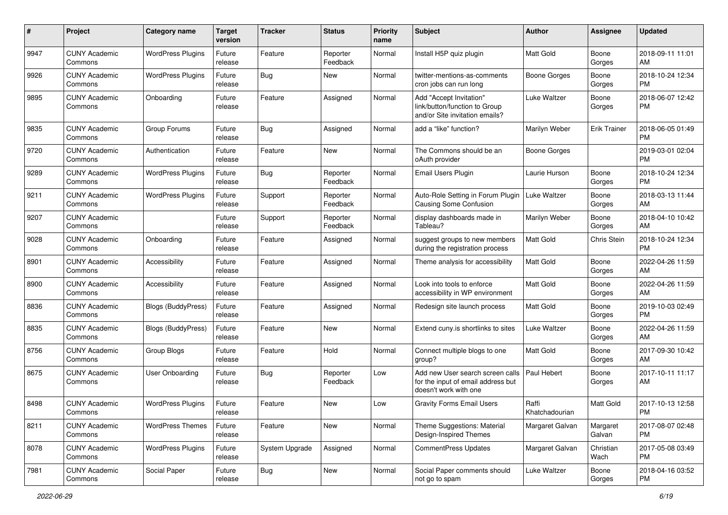| # | Project | Category name | Target version | Tracker | Status | Priority name | Subject | Author | Assignee | Updated |
|---|---|---|---|---|---|---|---|---|---|---|
| 9947 | CUNY Academic Commons | WordPress Plugins | Future release | Feature | Reporter Feedback | Normal | Install H5P quiz plugin | Matt Gold | Boone Gorges | 2018-09-11 11:01 AM |
| 9926 | CUNY Academic Commons | WordPress Plugins | Future release | Bug | New | Normal | twitter-mentions-as-comments cron jobs can run long | Boone Gorges | Boone Gorges | 2018-10-24 12:34 PM |
| 9895 | CUNY Academic Commons | Onboarding | Future release | Feature | Assigned | Normal | Add "Accept Invitation" link/button/function to Group and/or Site invitation emails? | Luke Waltzer | Boone Gorges | 2018-06-07 12:42 PM |
| 9835 | CUNY Academic Commons | Group Forums | Future release | Bug | Assigned | Normal | add a "like" function? | Marilyn Weber | Erik Trainer | 2018-06-05 01:49 PM |
| 9720 | CUNY Academic Commons | Authentication | Future release | Feature | New | Normal | The Commons should be an oAuth provider | Boone Gorges | | 2019-03-01 02:04 PM |
| 9289 | CUNY Academic Commons | WordPress Plugins | Future release | Bug | Reporter Feedback | Normal | Email Users Plugin | Laurie Hurson | Boone Gorges | 2018-10-24 12:34 PM |
| 9211 | CUNY Academic Commons | WordPress Plugins | Future release | Support | Reporter Feedback | Normal | Auto-Role Setting in Forum Plugin Causing Some Confusion | Luke Waltzer | Boone Gorges | 2018-03-13 11:44 AM |
| 9207 | CUNY Academic Commons | | Future release | Support | Reporter Feedback | Normal | display dashboards made in Tableau? | Marilyn Weber | Boone Gorges | 2018-04-10 10:42 AM |
| 9028 | CUNY Academic Commons | Onboarding | Future release | Feature | Assigned | Normal | suggest groups to new members during the registration process | Matt Gold | Chris Stein | 2018-10-24 12:34 PM |
| 8901 | CUNY Academic Commons | Accessibility | Future release | Feature | Assigned | Normal | Theme analysis for accessibility | Matt Gold | Boone Gorges | 2022-04-26 11:59 AM |
| 8900 | CUNY Academic Commons | Accessibility | Future release | Feature | Assigned | Normal | Look into tools to enforce accessibility in WP environment | Matt Gold | Boone Gorges | 2022-04-26 11:59 AM |
| 8836 | CUNY Academic Commons | Blogs (BuddyPress) | Future release | Feature | Assigned | Normal | Redesign site launch process | Matt Gold | Boone Gorges | 2019-10-03 02:49 PM |
| 8835 | CUNY Academic Commons | Blogs (BuddyPress) | Future release | Feature | New | Normal | Extend cuny.is shortlinks to sites | Luke Waltzer | Boone Gorges | 2022-04-26 11:59 AM |
| 8756 | CUNY Academic Commons | Group Blogs | Future release | Feature | Hold | Normal | Connect multiple blogs to one group? | Matt Gold | Boone Gorges | 2017-09-30 10:42 AM |
| 8675 | CUNY Academic Commons | User Onboarding | Future release | Bug | Reporter Feedback | Low | Add new User search screen calls for the input of email address but doesn't work with one | Paul Hebert | Boone Gorges | 2017-10-11 11:17 AM |
| 8498 | CUNY Academic Commons | WordPress Plugins | Future release | Feature | New | Low | Gravity Forms Email Users | Raffi Khatchadourian | Matt Gold | 2017-10-13 12:58 PM |
| 8211 | CUNY Academic Commons | WordPress Themes | Future release | Feature | New | Normal | Theme Suggestions: Material Design-Inspired Themes | Margaret Galvan | Margaret Galvan | 2017-08-07 02:48 PM |
| 8078 | CUNY Academic Commons | WordPress Plugins | Future release | System Upgrade | Assigned | Normal | CommentPress Updates | Margaret Galvan | Christian Wach | 2017-05-08 03:49 PM |
| 7981 | CUNY Academic Commons | Social Paper | Future release | Bug | New | Normal | Social Paper comments should not go to spam | Luke Waltzer | Boone Gorges | 2018-04-16 03:52 PM |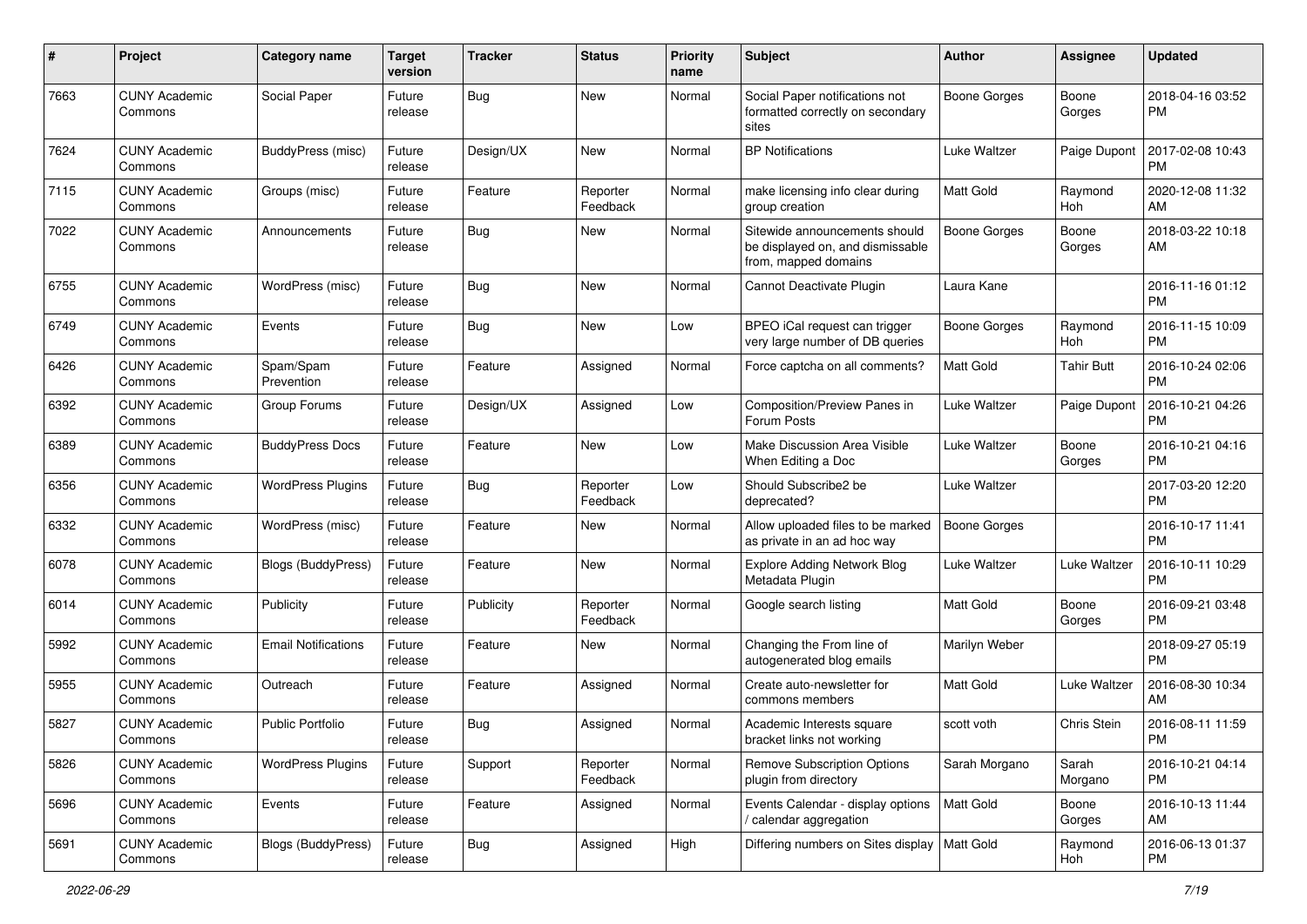| # | Project | Category name | Target version | Tracker | Status | Priority name | Subject | Author | Assignee | Updated |
|---|---|---|---|---|---|---|---|---|---|---|
| 7663 | CUNY Academic Commons | Social Paper | Future release | Bug | New | Normal | Social Paper notifications not formatted correctly on secondary sites | Boone Gorges | Boone Gorges | 2018-04-16 03:52 PM |
| 7624 | CUNY Academic Commons | BuddyPress (misc) | Future release | Design/UX | New | Normal | BP Notifications | Luke Waltzer | Paige Dupont | 2017-02-08 10:43 PM |
| 7115 | CUNY Academic Commons | Groups (misc) | Future release | Feature | Reporter Feedback | Normal | make licensing info clear during group creation | Matt Gold | Raymond Hoh | 2020-12-08 11:32 AM |
| 7022 | CUNY Academic Commons | Announcements | Future release | Bug | New | Normal | Sitewide announcements should be displayed on, and dismissable from, mapped domains | Boone Gorges | Boone Gorges | 2018-03-22 10:18 AM |
| 6755 | CUNY Academic Commons | WordPress (misc) | Future release | Bug | New | Normal | Cannot Deactivate Plugin | Laura Kane | | 2016-11-16 01:12 PM |
| 6749 | CUNY Academic Commons | Events | Future release | Bug | New | Low | BPEO iCal request can trigger very large number of DB queries | Boone Gorges | Raymond Hoh | 2016-11-15 10:09 PM |
| 6426 | CUNY Academic Commons | Spam/Spam Prevention | Future release | Feature | Assigned | Normal | Force captcha on all comments? | Matt Gold | Tahir Butt | 2016-10-24 02:06 PM |
| 6392 | CUNY Academic Commons | Group Forums | Future release | Design/UX | Assigned | Low | Composition/Preview Panes in Forum Posts | Luke Waltzer | Paige Dupont | 2016-10-21 04:26 PM |
| 6389 | CUNY Academic Commons | BuddyPress Docs | Future release | Feature | New | Low | Make Discussion Area Visible When Editing a Doc | Luke Waltzer | Boone Gorges | 2016-10-21 04:16 PM |
| 6356 | CUNY Academic Commons | WordPress Plugins | Future release | Bug | Reporter Feedback | Low | Should Subscribe2 be deprecated? | Luke Waltzer | | 2017-03-20 12:20 PM |
| 6332 | CUNY Academic Commons | WordPress (misc) | Future release | Feature | New | Normal | Allow uploaded files to be marked as private in an ad hoc way | Boone Gorges | | 2016-10-17 11:41 PM |
| 6078 | CUNY Academic Commons | Blogs (BuddyPress) | Future release | Feature | New | Normal | Explore Adding Network Blog Metadata Plugin | Luke Waltzer | Luke Waltzer | 2016-10-11 10:29 PM |
| 6014 | CUNY Academic Commons | Publicity | Future release | Publicity | Reporter Feedback | Normal | Google search listing | Matt Gold | Boone Gorges | 2016-09-21 03:48 PM |
| 5992 | CUNY Academic Commons | Email Notifications | Future release | Feature | New | Normal | Changing the From line of autogenerated blog emails | Marilyn Weber | | 2018-09-27 05:19 PM |
| 5955 | CUNY Academic Commons | Outreach | Future release | Feature | Assigned | Normal | Create auto-newsletter for commons members | Matt Gold | Luke Waltzer | 2016-08-30 10:34 AM |
| 5827 | CUNY Academic Commons | Public Portfolio | Future release | Bug | Assigned | Normal | Academic Interests square bracket links not working | scott voth | Chris Stein | 2016-08-11 11:59 PM |
| 5826 | CUNY Academic Commons | WordPress Plugins | Future release | Support | Reporter Feedback | Normal | Remove Subscription Options plugin from directory | Sarah Morgano | Sarah Morgano | 2016-10-21 04:14 PM |
| 5696 | CUNY Academic Commons | Events | Future release | Feature | Assigned | Normal | Events Calendar - display options / calendar aggregation | Matt Gold | Boone Gorges | 2016-10-13 11:44 AM |
| 5691 | CUNY Academic Commons | Blogs (BuddyPress) | Future release | Bug | Assigned | High | Differing numbers on Sites display | Matt Gold | Raymond Hoh | 2016-06-13 01:37 PM |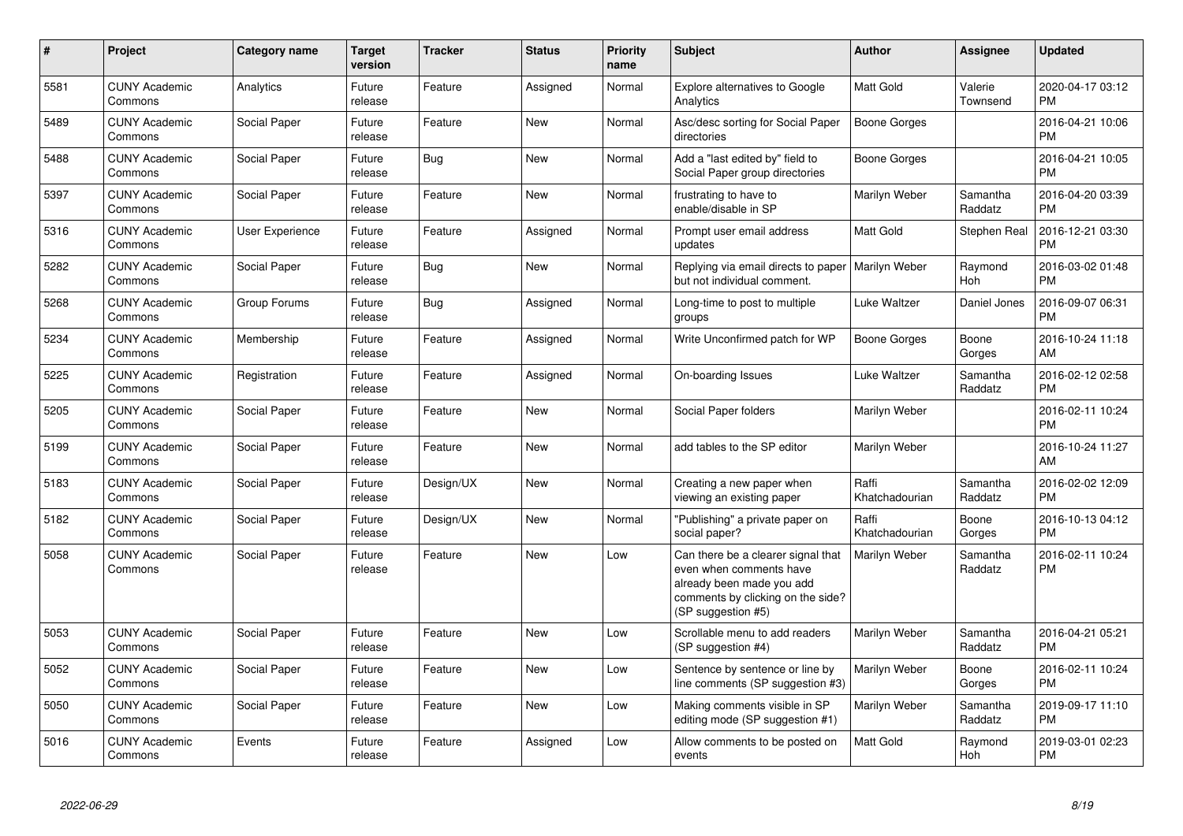| # | Project | Category name | Target version | Tracker | Status | Priority name | Subject | Author | Assignee | Updated |
|---|---|---|---|---|---|---|---|---|---|---|
| 5581 | CUNY Academic Commons | Analytics | Future release | Feature | Assigned | Normal | Explore alternatives to Google Analytics | Matt Gold | Valerie Townsend | 2020-04-17 03:12 PM |
| 5489 | CUNY Academic Commons | Social Paper | Future release | Feature | New | Normal | Asc/desc sorting for Social Paper directories | Boone Gorges | | 2016-04-21 10:06 PM |
| 5488 | CUNY Academic Commons | Social Paper | Future release | Bug | New | Normal | Add a "last edited by" field to Social Paper group directories | Boone Gorges | | 2016-04-21 10:05 PM |
| 5397 | CUNY Academic Commons | Social Paper | Future release | Feature | New | Normal | frustrating to have to enable/disable in SP | Marilyn Weber | Samantha Raddatz | 2016-04-20 03:39 PM |
| 5316 | CUNY Academic Commons | User Experience | Future release | Feature | Assigned | Normal | Prompt user email address updates | Matt Gold | Stephen Real | 2016-12-21 03:30 PM |
| 5282 | CUNY Academic Commons | Social Paper | Future release | Bug | New | Normal | Replying via email directs to paper but not individual comment. | Marilyn Weber | Raymond Hoh | 2016-03-02 01:48 PM |
| 5268 | CUNY Academic Commons | Group Forums | Future release | Bug | Assigned | Normal | Long-time to post to multiple groups | Luke Waltzer | Daniel Jones | 2016-09-07 06:31 PM |
| 5234 | CUNY Academic Commons | Membership | Future release | Feature | Assigned | Normal | Write Unconfirmed patch for WP | Boone Gorges | Boone Gorges | 2016-10-24 11:18 AM |
| 5225 | CUNY Academic Commons | Registration | Future release | Feature | Assigned | Normal | On-boarding Issues | Luke Waltzer | Samantha Raddatz | 2016-02-12 02:58 PM |
| 5205 | CUNY Academic Commons | Social Paper | Future release | Feature | New | Normal | Social Paper folders | Marilyn Weber | | 2016-02-11 10:24 PM |
| 5199 | CUNY Academic Commons | Social Paper | Future release | Feature | New | Normal | add tables to the SP editor | Marilyn Weber | | 2016-10-24 11:27 AM |
| 5183 | CUNY Academic Commons | Social Paper | Future release | Design/UX | New | Normal | Creating a new paper when viewing an existing paper | Raffi Khatchadourian | Samantha Raddatz | 2016-02-02 12:09 PM |
| 5182 | CUNY Academic Commons | Social Paper | Future release | Design/UX | New | Normal | "Publishing" a private paper on social paper? | Raffi Khatchadourian | Boone Gorges | 2016-10-13 04:12 PM |
| 5058 | CUNY Academic Commons | Social Paper | Future release | Feature | New | Low | Can there be a clearer signal that even when comments have already been made you add comments by clicking on the side? (SP suggestion #5) | Marilyn Weber | Samantha Raddatz | 2016-02-11 10:24 PM |
| 5053 | CUNY Academic Commons | Social Paper | Future release | Feature | New | Low | Scrollable menu to add readers (SP suggestion #4) | Marilyn Weber | Samantha Raddatz | 2016-04-21 05:21 PM |
| 5052 | CUNY Academic Commons | Social Paper | Future release | Feature | New | Low | Sentence by sentence or line by line comments (SP suggestion #3) | Marilyn Weber | Boone Gorges | 2016-02-11 10:24 PM |
| 5050 | CUNY Academic Commons | Social Paper | Future release | Feature | New | Low | Making comments visible in SP editing mode (SP suggestion #1) | Marilyn Weber | Samantha Raddatz | 2019-09-17 11:10 PM |
| 5016 | CUNY Academic Commons | Events | Future release | Feature | Assigned | Low | Allow comments to be posted on events | Matt Gold | Raymond Hoh | 2019-03-01 02:23 PM |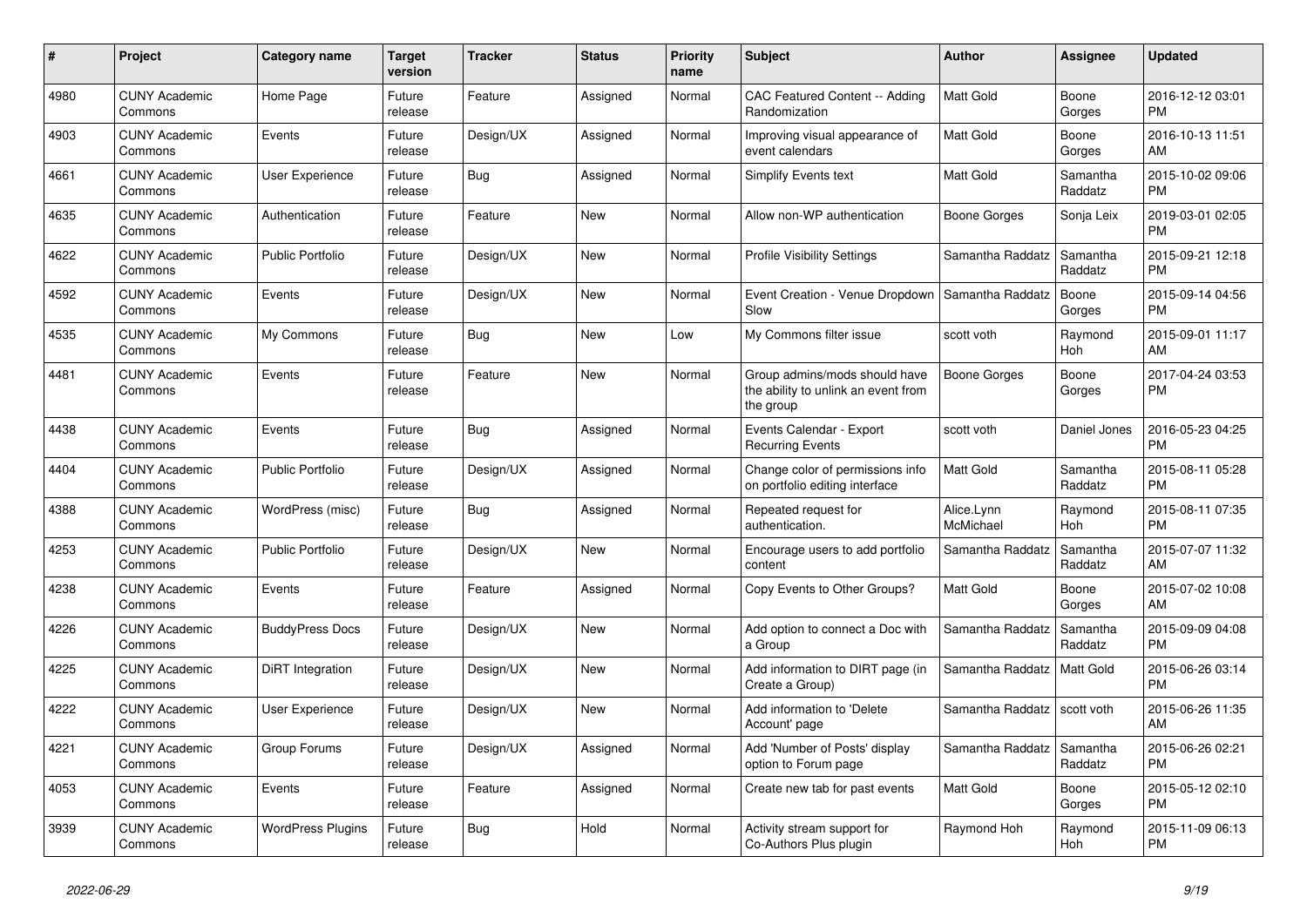| # | Project | Category name | Target version | Tracker | Status | Priority name | Subject | Author | Assignee | Updated |
|---|---|---|---|---|---|---|---|---|---|---|
| 4980 | CUNY Academic Commons | Home Page | Future release | Feature | Assigned | Normal | CAC Featured Content -- Adding Randomization | Matt Gold | Boone Gorges | 2016-12-12 03:01 PM |
| 4903 | CUNY Academic Commons | Events | Future release | Design/UX | Assigned | Normal | Improving visual appearance of event calendars | Matt Gold | Boone Gorges | 2016-10-13 11:51 AM |
| 4661 | CUNY Academic Commons | User Experience | Future release | Bug | Assigned | Normal | Simplify Events text | Matt Gold | Samantha Raddatz | 2015-10-02 09:06 PM |
| 4635 | CUNY Academic Commons | Authentication | Future release | Feature | New | Normal | Allow non-WP authentication | Boone Gorges | Sonja Leix | 2019-03-01 02:05 PM |
| 4622 | CUNY Academic Commons | Public Portfolio | Future release | Design/UX | New | Normal | Profile Visibility Settings | Samantha Raddatz | Samantha Raddatz | 2015-09-21 12:18 PM |
| 4592 | CUNY Academic Commons | Events | Future release | Design/UX | New | Normal | Event Creation - Venue Dropdown Slow | Samantha Raddatz | Boone Gorges | 2015-09-14 04:56 PM |
| 4535 | CUNY Academic Commons | My Commons | Future release | Bug | New | Low | My Commons filter issue | scott voth | Raymond Hoh | 2015-09-01 11:17 AM |
| 4481 | CUNY Academic Commons | Events | Future release | Feature | New | Normal | Group admins/mods should have the ability to unlink an event from the group | Boone Gorges | Boone Gorges | 2017-04-24 03:53 PM |
| 4438 | CUNY Academic Commons | Events | Future release | Bug | Assigned | Normal | Events Calendar - Export Recurring Events | scott voth | Daniel Jones | 2016-05-23 04:25 PM |
| 4404 | CUNY Academic Commons | Public Portfolio | Future release | Design/UX | Assigned | Normal | Change color of permissions info on portfolio editing interface | Matt Gold | Samantha Raddatz | 2015-08-11 05:28 PM |
| 4388 | CUNY Academic Commons | WordPress (misc) | Future release | Bug | Assigned | Normal | Repeated request for authentication. | Alice.Lynn McMichael | Raymond Hoh | 2015-08-11 07:35 PM |
| 4253 | CUNY Academic Commons | Public Portfolio | Future release | Design/UX | New | Normal | Encourage users to add portfolio content | Samantha Raddatz | Samantha Raddatz | 2015-07-07 11:32 AM |
| 4238 | CUNY Academic Commons | Events | Future release | Feature | Assigned | Normal | Copy Events to Other Groups? | Matt Gold | Boone Gorges | 2015-07-02 10:08 AM |
| 4226 | CUNY Academic Commons | BuddyPress Docs | Future release | Design/UX | New | Normal | Add option to connect a Doc with a Group | Samantha Raddatz | Samantha Raddatz | 2015-09-09 04:08 PM |
| 4225 | CUNY Academic Commons | DiRT Integration | Future release | Design/UX | New | Normal | Add information to DIRT page (in Create a Group) | Samantha Raddatz | Matt Gold | 2015-06-26 03:14 PM |
| 4222 | CUNY Academic Commons | User Experience | Future release | Design/UX | New | Normal | Add information to 'Delete Account' page | Samantha Raddatz | scott voth | 2015-06-26 11:35 AM |
| 4221 | CUNY Academic Commons | Group Forums | Future release | Design/UX | Assigned | Normal | Add 'Number of Posts' display option to Forum page | Samantha Raddatz | Samantha Raddatz | 2015-06-26 02:21 PM |
| 4053 | CUNY Academic Commons | Events | Future release | Feature | Assigned | Normal | Create new tab for past events | Matt Gold | Boone Gorges | 2015-05-12 02:10 PM |
| 3939 | CUNY Academic Commons | WordPress Plugins | Future release | Bug | Hold | Normal | Activity stream support for Co-Authors Plus plugin | Raymond Hoh | Raymond Hoh | 2015-11-09 06:13 PM |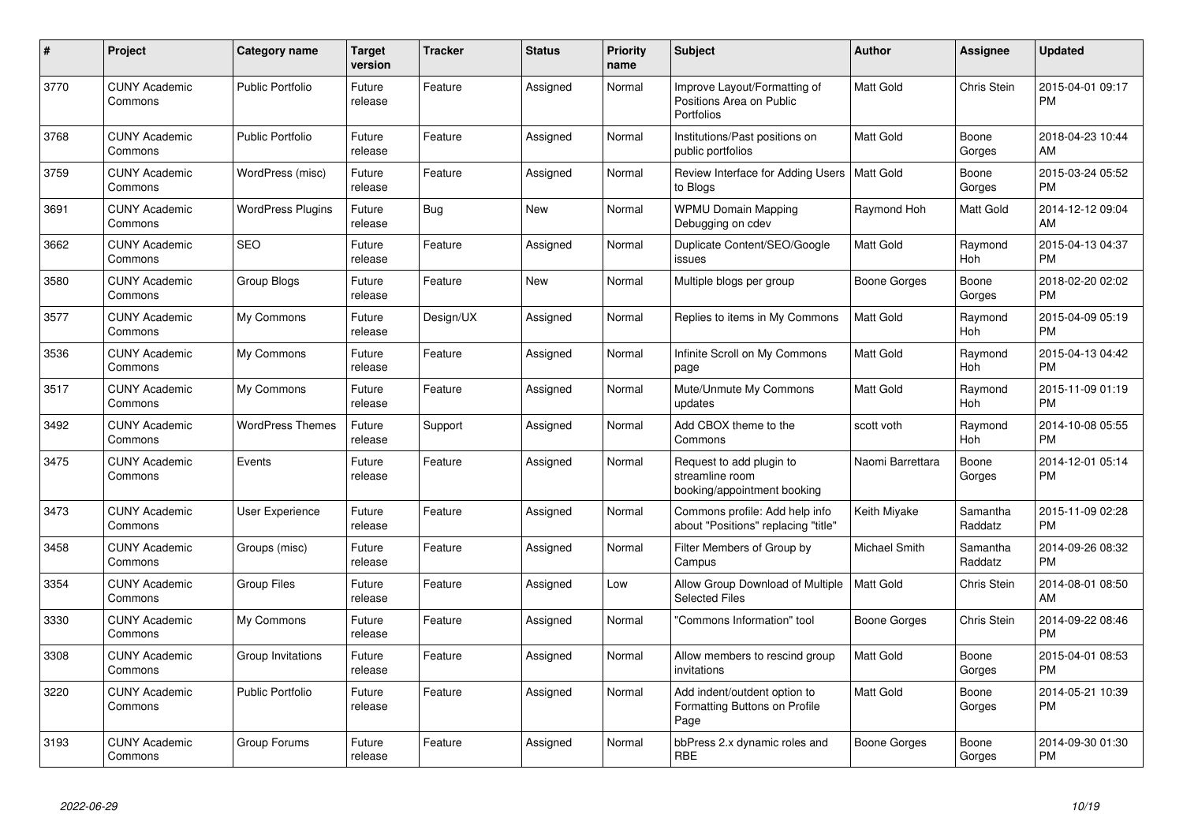| # | Project | Category name | Target version | Tracker | Status | Priority name | Subject | Author | Assignee | Updated |
|---|---|---|---|---|---|---|---|---|---|---|
| 3770 | CUNY Academic Commons | Public Portfolio | Future release | Feature | Assigned | Normal | Improve Layout/Formatting of Positions Area on Public Portfolios | Matt Gold | Chris Stein | 2015-04-01 09:17 PM |
| 3768 | CUNY Academic Commons | Public Portfolio | Future release | Feature | Assigned | Normal | Institutions/Past positions on public portfolios | Matt Gold | Boone Gorges | 2018-04-23 10:44 AM |
| 3759 | CUNY Academic Commons | WordPress (misc) | Future release | Feature | Assigned | Normal | Review Interface for Adding Users to Blogs | Matt Gold | Boone Gorges | 2015-03-24 05:52 PM |
| 3691 | CUNY Academic Commons | WordPress Plugins | Future release | Bug | New | Normal | WPMU Domain Mapping Debugging on cdev | Raymond Hoh | Matt Gold | 2014-12-12 09:04 AM |
| 3662 | CUNY Academic Commons | SEO | Future release | Feature | Assigned | Normal | Duplicate Content/SEO/Google issues | Matt Gold | Raymond Hoh | 2015-04-13 04:37 PM |
| 3580 | CUNY Academic Commons | Group Blogs | Future release | Feature | New | Normal | Multiple blogs per group | Boone Gorges | Boone Gorges | 2018-02-20 02:02 PM |
| 3577 | CUNY Academic Commons | My Commons | Future release | Design/UX | Assigned | Normal | Replies to items in My Commons | Matt Gold | Raymond Hoh | 2015-04-09 05:19 PM |
| 3536 | CUNY Academic Commons | My Commons | Future release | Feature | Assigned | Normal | Infinite Scroll on My Commons page | Matt Gold | Raymond Hoh | 2015-04-13 04:42 PM |
| 3517 | CUNY Academic Commons | My Commons | Future release | Feature | Assigned | Normal | Mute/Unmute My Commons updates | Matt Gold | Raymond Hoh | 2015-11-09 01:19 PM |
| 3492 | CUNY Academic Commons | WordPress Themes | Future release | Support | Assigned | Normal | Add CBOX theme to the Commons | scott voth | Raymond Hoh | 2014-10-08 05:55 PM |
| 3475 | CUNY Academic Commons | Events | Future release | Feature | Assigned | Normal | Request to add plugin to streamline room booking/appointment booking | Naomi Barrettara | Boone Gorges | 2014-12-01 05:14 PM |
| 3473 | CUNY Academic Commons | User Experience | Future release | Feature | Assigned | Normal | Commons profile: Add help info about "Positions" replacing "title" | Keith Miyake | Samantha Raddatz | 2015-11-09 02:28 PM |
| 3458 | CUNY Academic Commons | Groups (misc) | Future release | Feature | Assigned | Normal | Filter Members of Group by Campus | Michael Smith | Samantha Raddatz | 2014-09-26 08:32 PM |
| 3354 | CUNY Academic Commons | Group Files | Future release | Feature | Assigned | Low | Allow Group Download of Multiple Selected Files | Matt Gold | Chris Stein | 2014-08-01 08:50 AM |
| 3330 | CUNY Academic Commons | My Commons | Future release | Feature | Assigned | Normal | "Commons Information" tool | Boone Gorges | Chris Stein | 2014-09-22 08:46 PM |
| 3308 | CUNY Academic Commons | Group Invitations | Future release | Feature | Assigned | Normal | Allow members to rescind group invitations | Matt Gold | Boone Gorges | 2015-04-01 08:53 PM |
| 3220 | CUNY Academic Commons | Public Portfolio | Future release | Feature | Assigned | Normal | Add indent/outdent option to Formatting Buttons on Profile Page | Matt Gold | Boone Gorges | 2014-05-21 10:39 PM |
| 3193 | CUNY Academic Commons | Group Forums | Future release | Feature | Assigned | Normal | bbPress 2.x dynamic roles and RBE | Boone Gorges | Boone Gorges | 2014-09-30 01:30 PM |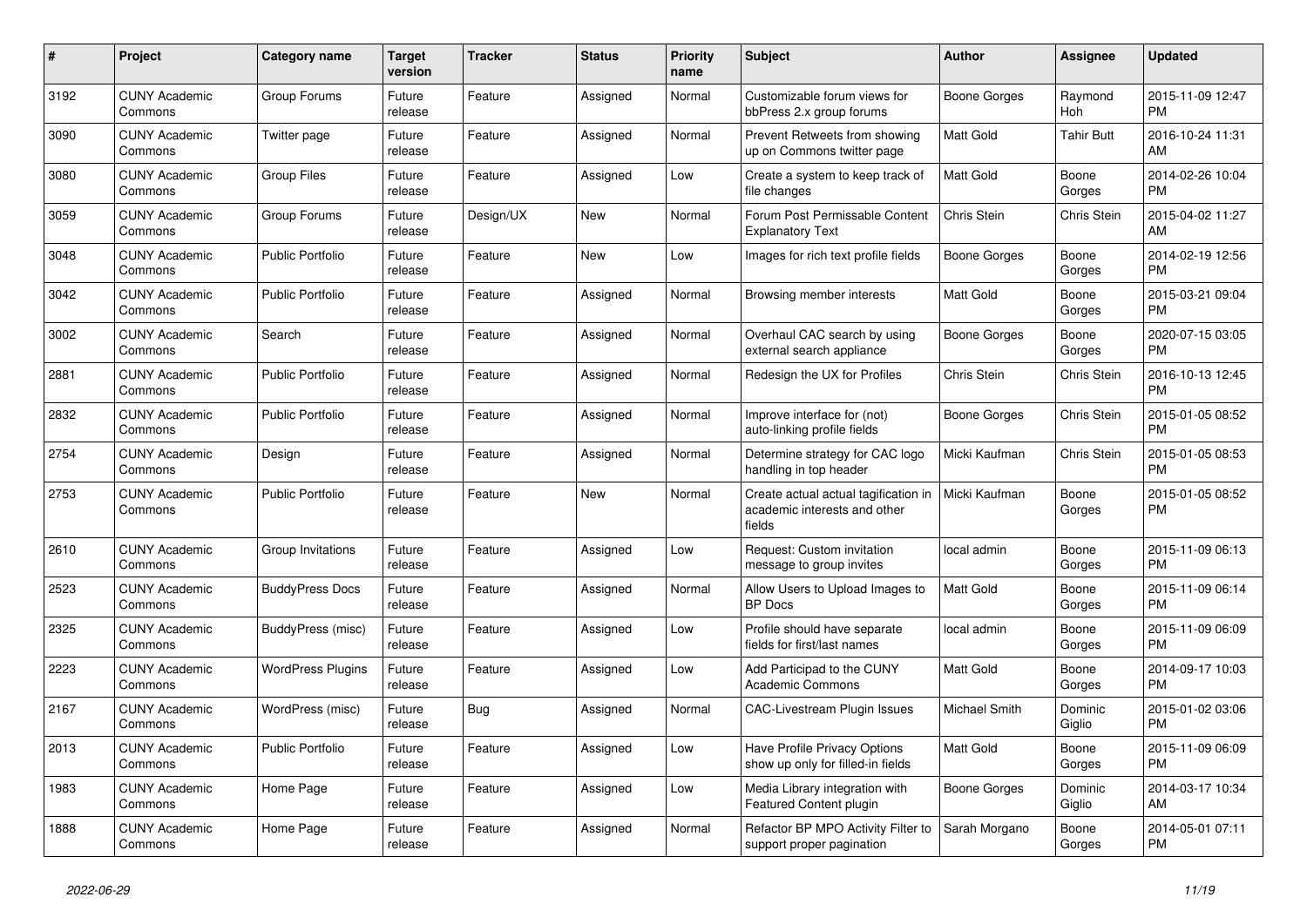| # | Project | Category name | Target version | Tracker | Status | Priority name | Subject | Author | Assignee | Updated |
|---|---|---|---|---|---|---|---|---|---|---|
| 3192 | CUNY Academic Commons | Group Forums | Future release | Feature | Assigned | Normal | Customizable forum views for bbPress 2.x group forums | Boone Gorges | Raymond Hoh | 2015-11-09 12:47 PM |
| 3090 | CUNY Academic Commons | Twitter page | Future release | Feature | Assigned | Normal | Prevent Retweets from showing up on Commons twitter page | Matt Gold | Tahir Butt | 2016-10-24 11:31 AM |
| 3080 | CUNY Academic Commons | Group Files | Future release | Feature | Assigned | Low | Create a system to keep track of file changes | Matt Gold | Boone Gorges | 2014-02-26 10:04 PM |
| 3059 | CUNY Academic Commons | Group Forums | Future release | Design/UX | New | Normal | Forum Post Permissable Content Explanatory Text | Chris Stein | Chris Stein | 2015-04-02 11:27 AM |
| 3048 | CUNY Academic Commons | Public Portfolio | Future release | Feature | New | Low | Images for rich text profile fields | Boone Gorges | Boone Gorges | 2014-02-19 12:56 PM |
| 3042 | CUNY Academic Commons | Public Portfolio | Future release | Feature | Assigned | Normal | Browsing member interests | Matt Gold | Boone Gorges | 2015-03-21 09:04 PM |
| 3002 | CUNY Academic Commons | Search | Future release | Feature | Assigned | Normal | Overhaul CAC search by using external search appliance | Boone Gorges | Boone Gorges | 2020-07-15 03:05 PM |
| 2881 | CUNY Academic Commons | Public Portfolio | Future release | Feature | Assigned | Normal | Redesign the UX for Profiles | Chris Stein | Chris Stein | 2016-10-13 12:45 PM |
| 2832 | CUNY Academic Commons | Public Portfolio | Future release | Feature | Assigned | Normal | Improve interface for (not) auto-linking profile fields | Boone Gorges | Chris Stein | 2015-01-05 08:52 PM |
| 2754 | CUNY Academic Commons | Design | Future release | Feature | Assigned | Normal | Determine strategy for CAC logo handling in top header | Micki Kaufman | Chris Stein | 2015-01-05 08:53 PM |
| 2753 | CUNY Academic Commons | Public Portfolio | Future release | Feature | New | Normal | Create actual actual tagification in academic interests and other fields | Micki Kaufman | Boone Gorges | 2015-01-05 08:52 PM |
| 2610 | CUNY Academic Commons | Group Invitations | Future release | Feature | Assigned | Low | Request: Custom invitation message to group invites | local admin | Boone Gorges | 2015-11-09 06:13 PM |
| 2523 | CUNY Academic Commons | BuddyPress Docs | Future release | Feature | Assigned | Normal | Allow Users to Upload Images to BP Docs | Matt Gold | Boone Gorges | 2015-11-09 06:14 PM |
| 2325 | CUNY Academic Commons | BuddyPress (misc) | Future release | Feature | Assigned | Low | Profile should have separate fields for first/last names | local admin | Boone Gorges | 2015-11-09 06:09 PM |
| 2223 | CUNY Academic Commons | WordPress Plugins | Future release | Feature | Assigned | Low | Add Participad to the CUNY Academic Commons | Matt Gold | Boone Gorges | 2014-09-17 10:03 PM |
| 2167 | CUNY Academic Commons | WordPress (misc) | Future release | Bug | Assigned | Normal | CAC-Livestream Plugin Issues | Michael Smith | Dominic Giglio | 2015-01-02 03:06 PM |
| 2013 | CUNY Academic Commons | Public Portfolio | Future release | Feature | Assigned | Low | Have Profile Privacy Options show up only for filled-in fields | Matt Gold | Boone Gorges | 2015-11-09 06:09 PM |
| 1983 | CUNY Academic Commons | Home Page | Future release | Feature | Assigned | Low | Media Library integration with Featured Content plugin | Boone Gorges | Dominic Giglio | 2014-03-17 10:34 AM |
| 1888 | CUNY Academic Commons | Home Page | Future release | Feature | Assigned | Normal | Refactor BP MPO Activity Filter to support proper pagination | Sarah Morgano | Boone Gorges | 2014-05-01 07:11 PM |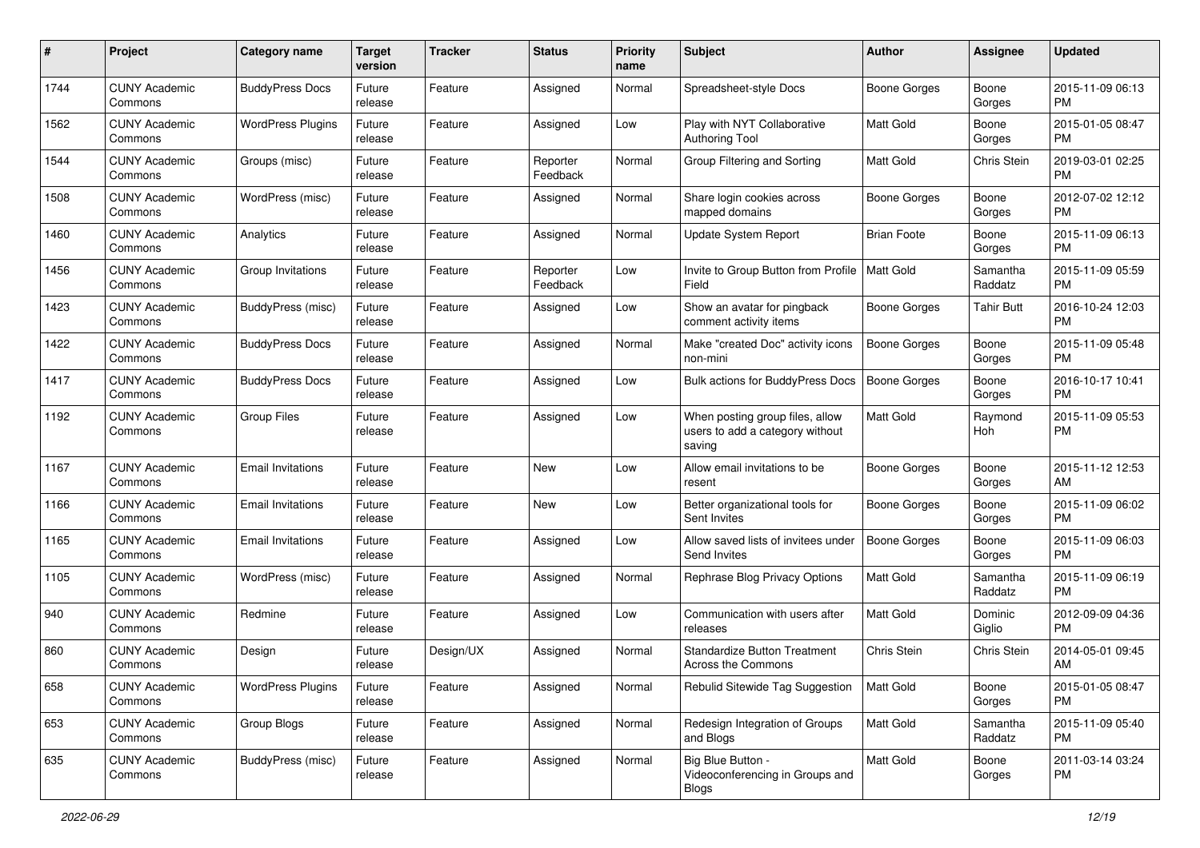| # | Project | Category name | Target version | Tracker | Status | Priority name | Subject | Author | Assignee | Updated |
|---|---|---|---|---|---|---|---|---|---|---|
| 1744 | CUNY Academic Commons | BuddyPress Docs | Future release | Feature | Assigned | Normal | Spreadsheet-style Docs | Boone Gorges | Boone Gorges | 2015-11-09 06:13 PM |
| 1562 | CUNY Academic Commons | WordPress Plugins | Future release | Feature | Assigned | Low | Play with NYT Collaborative Authoring Tool | Matt Gold | Boone Gorges | 2015-01-05 08:47 PM |
| 1544 | CUNY Academic Commons | Groups (misc) | Future release | Feature | Reporter Feedback | Normal | Group Filtering and Sorting | Matt Gold | Chris Stein | 2019-03-01 02:25 PM |
| 1508 | CUNY Academic Commons | WordPress (misc) | Future release | Feature | Assigned | Normal | Share login cookies across mapped domains | Boone Gorges | Boone Gorges | 2012-07-02 12:12 PM |
| 1460 | CUNY Academic Commons | Analytics | Future release | Feature | Assigned | Normal | Update System Report | Brian Foote | Boone Gorges | 2015-11-09 06:13 PM |
| 1456 | CUNY Academic Commons | Group Invitations | Future release | Feature | Reporter Feedback | Low | Invite to Group Button from Profile Field | Matt Gold | Samantha Raddatz | 2015-11-09 05:59 PM |
| 1423 | CUNY Academic Commons | BuddyPress (misc) | Future release | Feature | Assigned | Low | Show an avatar for pingback comment activity items | Boone Gorges | Tahir Butt | 2016-10-24 12:03 PM |
| 1422 | CUNY Academic Commons | BuddyPress Docs | Future release | Feature | Assigned | Normal | Make "created Doc" activity icons non-mini | Boone Gorges | Boone Gorges | 2015-11-09 05:48 PM |
| 1417 | CUNY Academic Commons | BuddyPress Docs | Future release | Feature | Assigned | Low | Bulk actions for BuddyPress Docs | Boone Gorges | Boone Gorges | 2016-10-17 10:41 PM |
| 1192 | CUNY Academic Commons | Group Files | Future release | Feature | Assigned | Low | When posting group files, allow users to add a category without saving | Matt Gold | Raymond Hoh | 2015-11-09 05:53 PM |
| 1167 | CUNY Academic Commons | Email Invitations | Future release | Feature | New | Low | Allow email invitations to be resent | Boone Gorges | Boone Gorges | 2015-11-12 12:53 AM |
| 1166 | CUNY Academic Commons | Email Invitations | Future release | Feature | New | Low | Better organizational tools for Sent Invites | Boone Gorges | Boone Gorges | 2015-11-09 06:02 PM |
| 1165 | CUNY Academic Commons | Email Invitations | Future release | Feature | Assigned | Low | Allow saved lists of invitees under Send Invites | Boone Gorges | Boone Gorges | 2015-11-09 06:03 PM |
| 1105 | CUNY Academic Commons | WordPress (misc) | Future release | Feature | Assigned | Normal | Rephrase Blog Privacy Options | Matt Gold | Samantha Raddatz | 2015-11-09 06:19 PM |
| 940 | CUNY Academic Commons | Redmine | Future release | Feature | Assigned | Low | Communication with users after releases | Matt Gold | Dominic Giglio | 2012-09-09 04:36 PM |
| 860 | CUNY Academic Commons | Design | Future release | Design/UX | Assigned | Normal | Standardize Button Treatment Across the Commons | Chris Stein | Chris Stein | 2014-05-01 09:45 AM |
| 658 | CUNY Academic Commons | WordPress Plugins | Future release | Feature | Assigned | Normal | Rebulid Sitewide Tag Suggestion | Matt Gold | Boone Gorges | 2015-01-05 08:47 PM |
| 653 | CUNY Academic Commons | Group Blogs | Future release | Feature | Assigned | Normal | Redesign Integration of Groups and Blogs | Matt Gold | Samantha Raddatz | 2015-11-09 05:40 PM |
| 635 | CUNY Academic Commons | BuddyPress (misc) | Future release | Feature | Assigned | Normal | Big Blue Button - Videoconferencing in Groups and Blogs | Matt Gold | Boone Gorges | 2011-03-14 03:24 PM |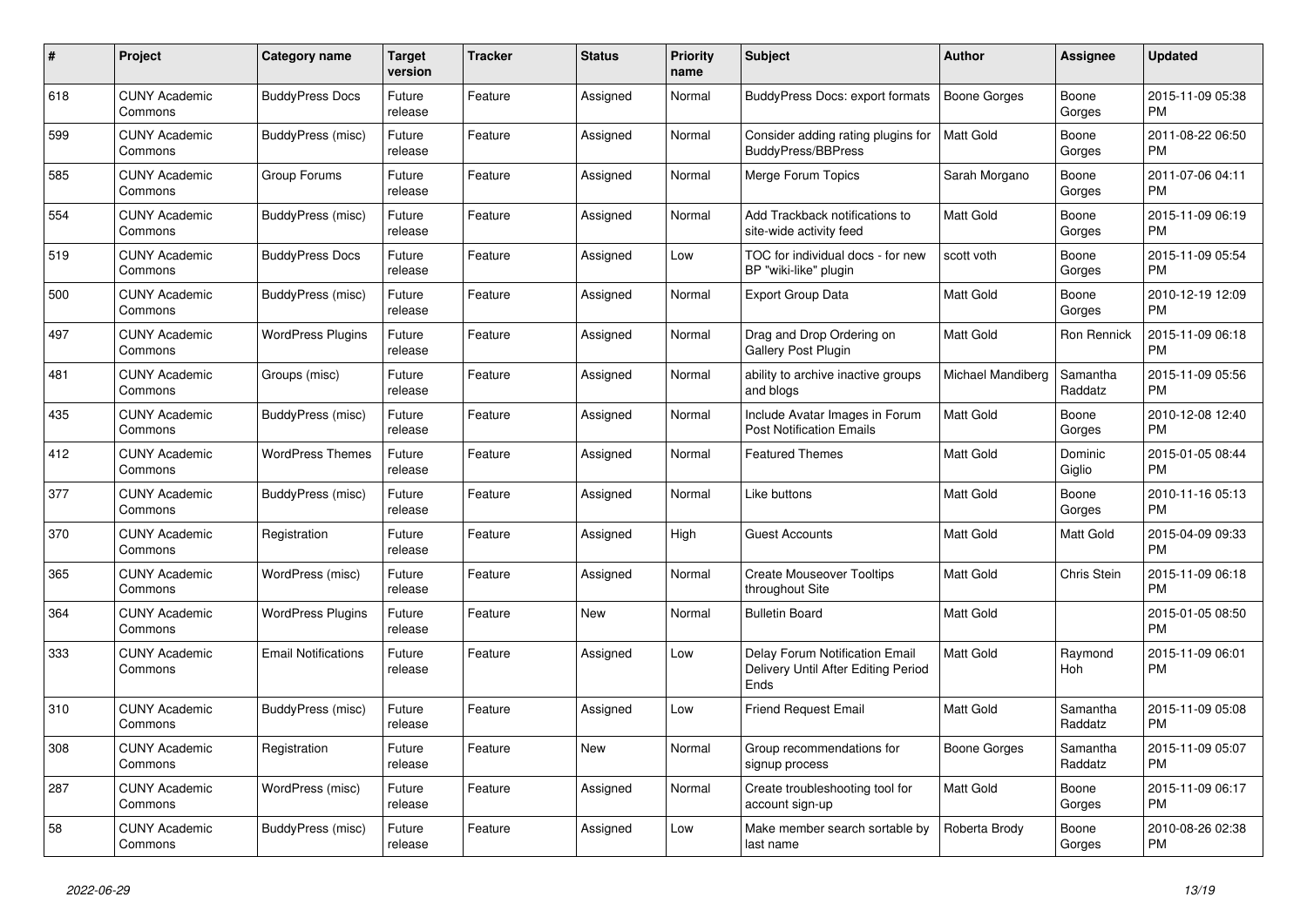| # | Project | Category name | Target version | Tracker | Status | Priority name | Subject | Author | Assignee | Updated |
|---|---|---|---|---|---|---|---|---|---|---|
| 618 | CUNY Academic Commons | BuddyPress Docs | Future release | Feature | Assigned | Normal | BuddyPress Docs: export formats | Boone Gorges | Boone Gorges | 2015-11-09 05:38 PM |
| 599 | CUNY Academic Commons | BuddyPress (misc) | Future release | Feature | Assigned | Normal | Consider adding rating plugins for BuddyPress/BBPress | Matt Gold | Boone Gorges | 2011-08-22 06:50 PM |
| 585 | CUNY Academic Commons | Group Forums | Future release | Feature | Assigned | Normal | Merge Forum Topics | Sarah Morgano | Boone Gorges | 2011-07-06 04:11 PM |
| 554 | CUNY Academic Commons | BuddyPress (misc) | Future release | Feature | Assigned | Normal | Add Trackback notifications to site-wide activity feed | Matt Gold | Boone Gorges | 2015-11-09 06:19 PM |
| 519 | CUNY Academic Commons | BuddyPress Docs | Future release | Feature | Assigned | Low | TOC for individual docs - for new BP "wiki-like" plugin | scott voth | Boone Gorges | 2015-11-09 05:54 PM |
| 500 | CUNY Academic Commons | BuddyPress (misc) | Future release | Feature | Assigned | Normal | Export Group Data | Matt Gold | Boone Gorges | 2010-12-19 12:09 PM |
| 497 | CUNY Academic Commons | WordPress Plugins | Future release | Feature | Assigned | Normal | Drag and Drop Ordering on Gallery Post Plugin | Matt Gold | Ron Rennick | 2015-11-09 06:18 PM |
| 481 | CUNY Academic Commons | Groups (misc) | Future release | Feature | Assigned | Normal | ability to archive inactive groups and blogs | Michael Mandiberg | Samantha Raddatz | 2015-11-09 05:56 PM |
| 435 | CUNY Academic Commons | BuddyPress (misc) | Future release | Feature | Assigned | Normal | Include Avatar Images in Forum Post Notification Emails | Matt Gold | Boone Gorges | 2010-12-08 12:40 PM |
| 412 | CUNY Academic Commons | WordPress Themes | Future release | Feature | Assigned | Normal | Featured Themes | Matt Gold | Dominic Giglio | 2015-01-05 08:44 PM |
| 377 | CUNY Academic Commons | BuddyPress (misc) | Future release | Feature | Assigned | Normal | Like buttons | Matt Gold | Boone Gorges | 2010-11-16 05:13 PM |
| 370 | CUNY Academic Commons | Registration | Future release | Feature | Assigned | High | Guest Accounts | Matt Gold | Matt Gold | 2015-04-09 09:33 PM |
| 365 | CUNY Academic Commons | WordPress (misc) | Future release | Feature | Assigned | Normal | Create Mouseover Tooltips throughout Site | Matt Gold | Chris Stein | 2015-11-09 06:18 PM |
| 364 | CUNY Academic Commons | WordPress Plugins | Future release | Feature | New | Normal | Bulletin Board | Matt Gold | | 2015-01-05 08:50 PM |
| 333 | CUNY Academic Commons | Email Notifications | Future release | Feature | Assigned | Low | Delay Forum Notification Email Delivery Until After Editing Period Ends | Matt Gold | Raymond Hoh | 2015-11-09 06:01 PM |
| 310 | CUNY Academic Commons | BuddyPress (misc) | Future release | Feature | Assigned | Low | Friend Request Email | Matt Gold | Samantha Raddatz | 2015-11-09 05:08 PM |
| 308 | CUNY Academic Commons | Registration | Future release | Feature | New | Normal | Group recommendations for signup process | Boone Gorges | Samantha Raddatz | 2015-11-09 05:07 PM |
| 287 | CUNY Academic Commons | WordPress (misc) | Future release | Feature | Assigned | Normal | Create troubleshooting tool for account sign-up | Matt Gold | Boone Gorges | 2015-11-09 06:17 PM |
| 58 | CUNY Academic Commons | BuddyPress (misc) | Future release | Feature | Assigned | Low | Make member search sortable by last name | Roberta Brody | Boone Gorges | 2010-08-26 02:38 PM |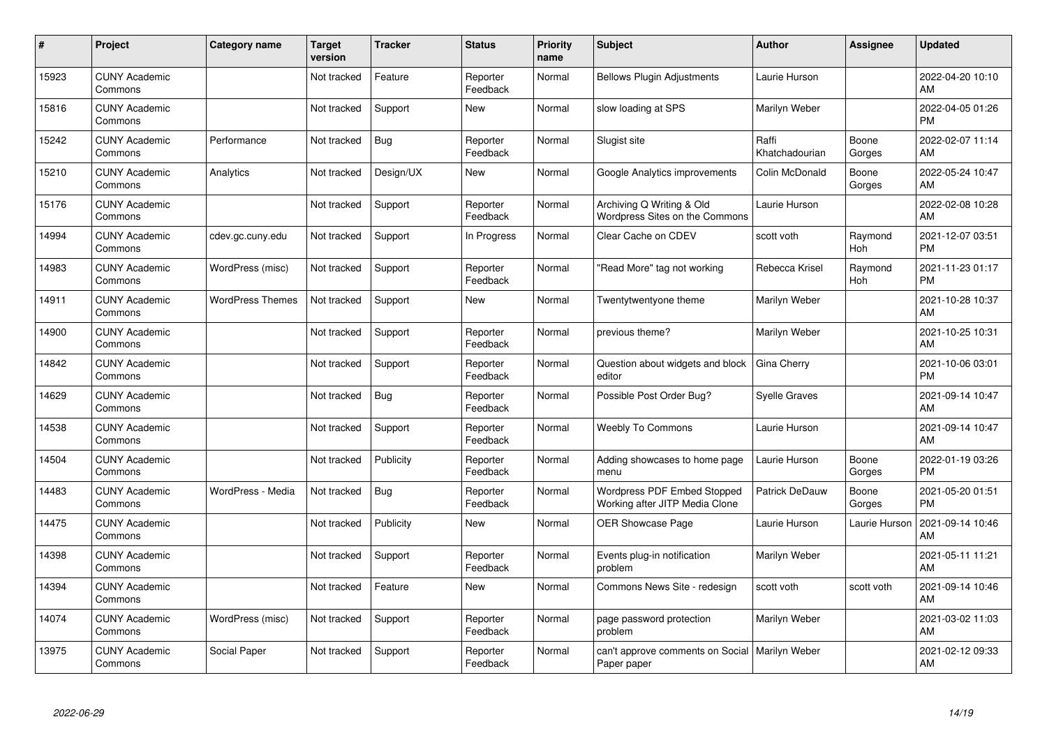| # | Project | Category name | Target version | Tracker | Status | Priority name | Subject | Author | Assignee | Updated |
|---|---|---|---|---|---|---|---|---|---|---|
| 15923 | CUNY Academic Commons | | Not tracked | Feature | Reporter Feedback | Normal | Bellows Plugin Adjustments | Laurie Hurson | | 2022-04-20 10:10 AM |
| 15816 | CUNY Academic Commons | | Not tracked | Support | New | Normal | slow loading at SPS | Marilyn Weber | | 2022-04-05 01:26 PM |
| 15242 | CUNY Academic Commons | Performance | Not tracked | Bug | Reporter Feedback | Normal | Slugist site | Raffi Khatchadourian | Boone Gorges | 2022-02-07 11:14 AM |
| 15210 | CUNY Academic Commons | Analytics | Not tracked | Design/UX | New | Normal | Google Analytics improvements | Colin McDonald | Boone Gorges | 2022-05-24 10:47 AM |
| 15176 | CUNY Academic Commons | | Not tracked | Support | Reporter Feedback | Normal | Archiving Q Writing & Old Wordpress Sites on the Commons | Laurie Hurson | | 2022-02-08 10:28 AM |
| 14994 | CUNY Academic Commons | cdev.gc.cuny.edu | Not tracked | Support | In Progress | Normal | Clear Cache on CDEV | scott voth | Raymond Hoh | 2021-12-07 03:51 PM |
| 14983 | CUNY Academic Commons | WordPress (misc) | Not tracked | Support | Reporter Feedback | Normal | "Read More" tag not working | Rebecca Krisel | Raymond Hoh | 2021-11-23 01:17 PM |
| 14911 | CUNY Academic Commons | WordPress Themes | Not tracked | Support | New | Normal | Twentytwentyone theme | Marilyn Weber | | 2021-10-28 10:37 AM |
| 14900 | CUNY Academic Commons | | Not tracked | Support | Reporter Feedback | Normal | previous theme? | Marilyn Weber | | 2021-10-25 10:31 AM |
| 14842 | CUNY Academic Commons | | Not tracked | Support | Reporter Feedback | Normal | Question about widgets and block editor | Gina Cherry | | 2021-10-06 03:01 PM |
| 14629 | CUNY Academic Commons | | Not tracked | Bug | Reporter Feedback | Normal | Possible Post Order Bug? | Syelle Graves | | 2021-09-14 10:47 AM |
| 14538 | CUNY Academic Commons | | Not tracked | Support | Reporter Feedback | Normal | Weebly To Commons | Laurie Hurson | | 2021-09-14 10:47 AM |
| 14504 | CUNY Academic Commons | | Not tracked | Publicity | Reporter Feedback | Normal | Adding showcases to home page menu | Laurie Hurson | Boone Gorges | 2022-01-19 03:26 PM |
| 14483 | CUNY Academic Commons | WordPress - Media | Not tracked | Bug | Reporter Feedback | Normal | Wordpress PDF Embed Stopped Working after JITP Media Clone | Patrick DeDauw | Boone Gorges | 2021-05-20 01:51 PM |
| 14475 | CUNY Academic Commons | | Not tracked | Publicity | New | Normal | OER Showcase Page | Laurie Hurson | Laurie Hurson | 2021-09-14 10:46 AM |
| 14398 | CUNY Academic Commons | | Not tracked | Support | Reporter Feedback | Normal | Events plug-in notification problem | Marilyn Weber | | 2021-05-11 11:21 AM |
| 14394 | CUNY Academic Commons | | Not tracked | Feature | New | Normal | Commons News Site - redesign | scott voth | scott voth | 2021-09-14 10:46 AM |
| 14074 | CUNY Academic Commons | WordPress (misc) | Not tracked | Support | Reporter Feedback | Normal | page password protection problem | Marilyn Weber | | 2021-03-02 11:03 AM |
| 13975 | CUNY Academic Commons | Social Paper | Not tracked | Support | Reporter Feedback | Normal | can't approve comments on Social Paper paper | Marilyn Weber | | 2021-02-12 09:33 AM |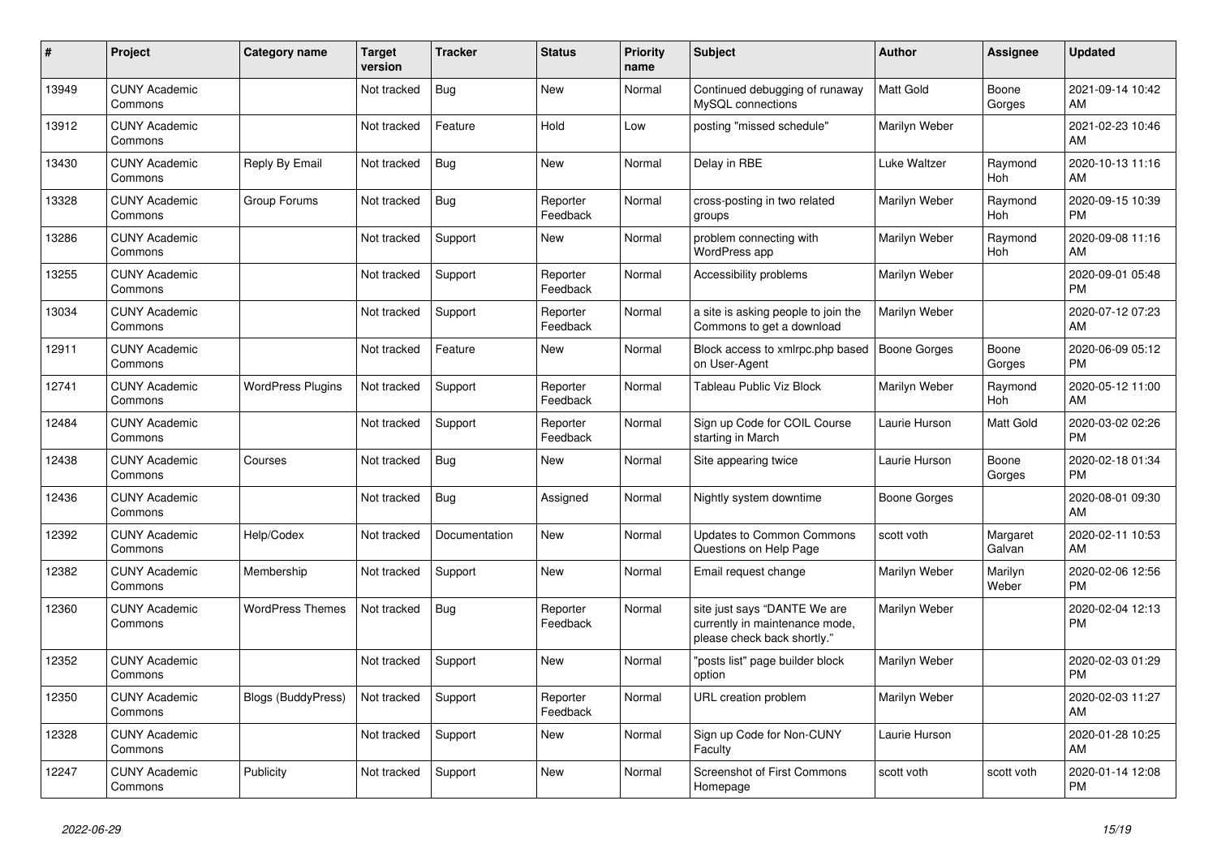| # | Project | Category name | Target version | Tracker | Status | Priority name | Subject | Author | Assignee | Updated |
|---|---|---|---|---|---|---|---|---|---|---|
| 13949 | CUNY Academic Commons | | Not tracked | Bug | New | Normal | Continued debugging of runaway MySQL connections | Matt Gold | Boone Gorges | 2021-09-14 10:42 AM |
| 13912 | CUNY Academic Commons | | Not tracked | Feature | Hold | Low | posting "missed schedule" | Marilyn Weber | | 2021-02-23 10:46 AM |
| 13430 | CUNY Academic Commons | Reply By Email | Not tracked | Bug | New | Normal | Delay in RBE | Luke Waltzer | Raymond Hoh | 2020-10-13 11:16 AM |
| 13328 | CUNY Academic Commons | Group Forums | Not tracked | Bug | Reporter Feedback | Normal | cross-posting in two related groups | Marilyn Weber | Raymond Hoh | 2020-09-15 10:39 PM |
| 13286 | CUNY Academic Commons | | Not tracked | Support | New | Normal | problem connecting with WordPress app | Marilyn Weber | Raymond Hoh | 2020-09-08 11:16 AM |
| 13255 | CUNY Academic Commons | | Not tracked | Support | Reporter Feedback | Normal | Accessibility problems | Marilyn Weber | | 2020-09-01 05:48 PM |
| 13034 | CUNY Academic Commons | | Not tracked | Support | Reporter Feedback | Normal | a site is asking people to join the Commons to get a download | Marilyn Weber | | 2020-07-12 07:23 AM |
| 12911 | CUNY Academic Commons | | Not tracked | Feature | New | Normal | Block access to xmlrpc.php based on User-Agent | Boone Gorges | Boone Gorges | 2020-06-09 05:12 PM |
| 12741 | CUNY Academic Commons | WordPress Plugins | Not tracked | Support | Reporter Feedback | Normal | Tableau Public Viz Block | Marilyn Weber | Raymond Hoh | 2020-05-12 11:00 AM |
| 12484 | CUNY Academic Commons | | Not tracked | Support | Reporter Feedback | Normal | Sign up Code for COIL Course starting in March | Laurie Hurson | Matt Gold | 2020-03-02 02:26 PM |
| 12438 | CUNY Academic Commons | Courses | Not tracked | Bug | New | Normal | Site appearing twice | Laurie Hurson | Boone Gorges | 2020-02-18 01:34 PM |
| 12436 | CUNY Academic Commons | | Not tracked | Bug | Assigned | Normal | Nightly system downtime | Boone Gorges | | 2020-08-01 09:30 AM |
| 12392 | CUNY Academic Commons | Help/Codex | Not tracked | Documentation | New | Normal | Updates to Common Commons Questions on Help Page | scott voth | Margaret Galvan | 2020-02-11 10:53 AM |
| 12382 | CUNY Academic Commons | Membership | Not tracked | Support | New | Normal | Email request change | Marilyn Weber | Marilyn Weber | 2020-02-06 12:56 PM |
| 12360 | CUNY Academic Commons | WordPress Themes | Not tracked | Bug | Reporter Feedback | Normal | site just says "DANTE We are currently in maintenance mode, please check back shortly." | Marilyn Weber | | 2020-02-04 12:13 PM |
| 12352 | CUNY Academic Commons | | Not tracked | Support | New | Normal | "posts list" page builder block option | Marilyn Weber | | 2020-02-03 01:29 PM |
| 12350 | CUNY Academic Commons | Blogs (BuddyPress) | Not tracked | Support | Reporter Feedback | Normal | URL creation problem | Marilyn Weber | | 2020-02-03 11:27 AM |
| 12328 | CUNY Academic Commons | | Not tracked | Support | New | Normal | Sign up Code for Non-CUNY Faculty | Laurie Hurson | | 2020-01-28 10:25 AM |
| 12247 | CUNY Academic Commons | Publicity | Not tracked | Support | New | Normal | Screenshot of First Commons Homepage | scott voth | scott voth | 2020-01-14 12:08 PM |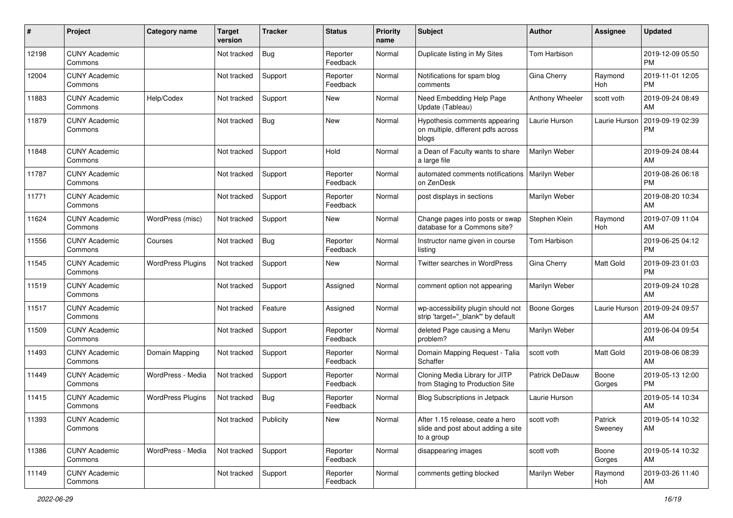| # | Project | Category name | Target version | Tracker | Status | Priority name | Subject | Author | Assignee | Updated |
|---|---|---|---|---|---|---|---|---|---|---|
| 12198 | CUNY Academic Commons | | Not tracked | Bug | Reporter Feedback | Normal | Duplicate listing in My Sites | Tom Harbison | | 2019-12-09 05:50 PM |
| 12004 | CUNY Academic Commons | | Not tracked | Support | Reporter Feedback | Normal | Notifications for spam blog comments | Gina Cherry | Raymond Hoh | 2019-11-01 12:05 PM |
| 11883 | CUNY Academic Commons | Help/Codex | Not tracked | Support | New | Normal | Need Embedding Help Page Update (Tableau) | Anthony Wheeler | scott voth | 2019-09-24 08:49 AM |
| 11879 | CUNY Academic Commons | | Not tracked | Bug | New | Normal | Hypothesis comments appearing on multiple, different pdfs across blogs | Laurie Hurson | Laurie Hurson | 2019-09-19 02:39 PM |
| 11848 | CUNY Academic Commons | | Not tracked | Support | Hold | Normal | a Dean of Faculty wants to share a large file | Marilyn Weber | | 2019-09-24 08:44 AM |
| 11787 | CUNY Academic Commons | | Not tracked | Support | Reporter Feedback | Normal | automated comments notifications on ZenDesk | Marilyn Weber | | 2019-08-26 06:18 PM |
| 11771 | CUNY Academic Commons | | Not tracked | Support | Reporter Feedback | Normal | post displays in sections | Marilyn Weber | | 2019-08-20 10:34 AM |
| 11624 | CUNY Academic Commons | WordPress (misc) | Not tracked | Support | New | Normal | Change pages into posts or swap database for a Commons site? | Stephen Klein | Raymond Hoh | 2019-07-09 11:04 AM |
| 11556 | CUNY Academic Commons | Courses | Not tracked | Bug | Reporter Feedback | Normal | Instructor name given in course listing | Tom Harbison | | 2019-06-25 04:12 PM |
| 11545 | CUNY Academic Commons | WordPress Plugins | Not tracked | Support | New | Normal | Twitter searches in WordPress | Gina Cherry | Matt Gold | 2019-09-23 01:03 PM |
| 11519 | CUNY Academic Commons | | Not tracked | Support | Assigned | Normal | comment option not appearing | Marilyn Weber | | 2019-09-24 10:28 AM |
| 11517 | CUNY Academic Commons | | Not tracked | Feature | Assigned | Normal | wp-accessibility plugin should not strip 'target="_blank"' by default | Boone Gorges | Laurie Hurson | 2019-09-24 09:57 AM |
| 11509 | CUNY Academic Commons | | Not tracked | Support | Reporter Feedback | Normal | deleted Page causing a Menu problem? | Marilyn Weber | | 2019-06-04 09:54 AM |
| 11493 | CUNY Academic Commons | Domain Mapping | Not tracked | Support | Reporter Feedback | Normal | Domain Mapping Request - Talia Schaffer | scott voth | Matt Gold | 2019-08-06 08:39 AM |
| 11449 | CUNY Academic Commons | WordPress - Media | Not tracked | Support | Reporter Feedback | Normal | Cloning Media Library for JITP from Staging to Production Site | Patrick DeDauw | Boone Gorges | 2019-05-13 12:00 PM |
| 11415 | CUNY Academic Commons | WordPress Plugins | Not tracked | Bug | Reporter Feedback | Normal | Blog Subscriptions in Jetpack | Laurie Hurson | | 2019-05-14 10:34 AM |
| 11393 | CUNY Academic Commons | | Not tracked | Publicity | New | Normal | After 1.15 release, ceate a hero slide and post about adding a site to a group | scott voth | Patrick Sweeney | 2019-05-14 10:32 AM |
| 11386 | CUNY Academic Commons | WordPress - Media | Not tracked | Support | Reporter Feedback | Normal | disappearing images | scott voth | Boone Gorges | 2019-05-14 10:32 AM |
| 11149 | CUNY Academic Commons | | Not tracked | Support | Reporter Feedback | Normal | comments getting blocked | Marilyn Weber | Raymond Hoh | 2019-03-26 11:40 AM |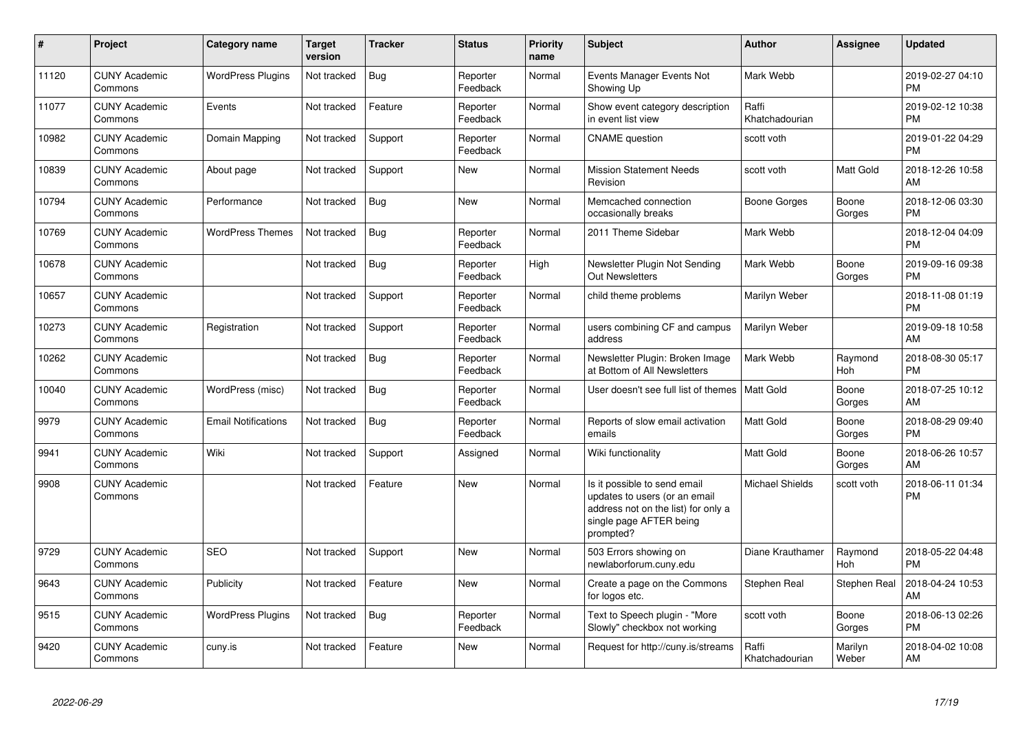| # | Project | Category name | Target version | Tracker | Status | Priority name | Subject | Author | Assignee | Updated |
|---|---|---|---|---|---|---|---|---|---|---|
| 11120 | CUNY Academic Commons | WordPress Plugins | Not tracked | Bug | Reporter Feedback | Normal | Events Manager Events Not Showing Up | Mark Webb | | 2019-02-27 04:10 PM |
| 11077 | CUNY Academic Commons | Events | Not tracked | Feature | Reporter Feedback | Normal | Show event category description in event list view | Raffi Khatchadourian | | 2019-02-12 10:38 PM |
| 10982 | CUNY Academic Commons | Domain Mapping | Not tracked | Support | Reporter Feedback | Normal | CNAME question | scott voth | | 2019-01-22 04:29 PM |
| 10839 | CUNY Academic Commons | About page | Not tracked | Support | New | Normal | Mission Statement Needs Revision | scott voth | Matt Gold | 2018-12-26 10:58 AM |
| 10794 | CUNY Academic Commons | Performance | Not tracked | Bug | New | Normal | Memcached connection occasionally breaks | Boone Gorges | Boone Gorges | 2018-12-06 03:30 PM |
| 10769 | CUNY Academic Commons | WordPress Themes | Not tracked | Bug | Reporter Feedback | Normal | 2011 Theme Sidebar | Mark Webb | | 2018-12-04 04:09 PM |
| 10678 | CUNY Academic Commons | | Not tracked | Bug | Reporter Feedback | High | Newsletter Plugin Not Sending Out Newsletters | Mark Webb | Boone Gorges | 2019-09-16 09:38 PM |
| 10657 | CUNY Academic Commons | | Not tracked | Support | Reporter Feedback | Normal | child theme problems | Marilyn Weber | | 2018-11-08 01:19 PM |
| 10273 | CUNY Academic Commons | Registration | Not tracked | Support | Reporter Feedback | Normal | users combining CF and campus address | Marilyn Weber | | 2019-09-18 10:58 AM |
| 10262 | CUNY Academic Commons | | Not tracked | Bug | Reporter Feedback | Normal | Newsletter Plugin: Broken Image at Bottom of All Newsletters | Mark Webb | Raymond Hoh | 2018-08-30 05:17 PM |
| 10040 | CUNY Academic Commons | WordPress (misc) | Not tracked | Bug | Reporter Feedback | Normal | User doesn't see full list of themes | Matt Gold | Boone Gorges | 2018-07-25 10:12 AM |
| 9979 | CUNY Academic Commons | Email Notifications | Not tracked | Bug | Reporter Feedback | Normal | Reports of slow email activation emails | Matt Gold | Boone Gorges | 2018-08-29 09:40 PM |
| 9941 | CUNY Academic Commons | Wiki | Not tracked | Support | Assigned | Normal | Wiki functionality | Matt Gold | Boone Gorges | 2018-06-26 10:57 AM |
| 9908 | CUNY Academic Commons | | Not tracked | Feature | New | Normal | Is it possible to send email updates to users (or an email address not on the list) for only a single page AFTER being prompted? | Michael Shields | scott voth | 2018-06-11 01:34 PM |
| 9729 | CUNY Academic Commons | SEO | Not tracked | Support | New | Normal | 503 Errors showing on newlaborforum.cuny.edu | Diane Krauthamer | Raymond Hoh | 2018-05-22 04:48 PM |
| 9643 | CUNY Academic Commons | Publicity | Not tracked | Feature | New | Normal | Create a page on the Commons for logos etc. | Stephen Real | Stephen Real | 2018-04-24 10:53 AM |
| 9515 | CUNY Academic Commons | WordPress Plugins | Not tracked | Bug | Reporter Feedback | Normal | Text to Speech plugin - "More Slowly" checkbox not working | scott voth | Boone Gorges | 2018-06-13 02:26 PM |
| 9420 | CUNY Academic Commons | cuny.is | Not tracked | Feature | New | Normal | Request for http://cuny.is/streams | Raffi Khatchadourian | Marilyn Weber | 2018-04-02 10:08 AM |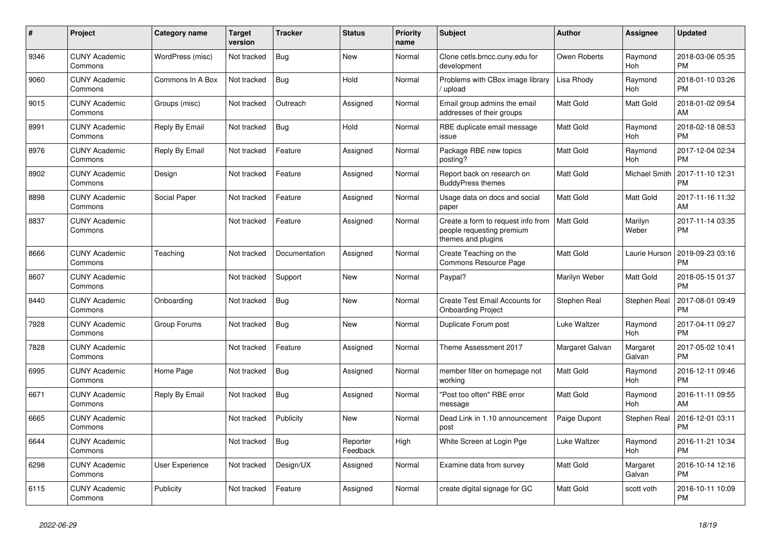| # | Project | Category name | Target version | Tracker | Status | Priority name | Subject | Author | Assignee | Updated |
|---|---|---|---|---|---|---|---|---|---|---|
| 9346 | CUNY Academic Commons | WordPress (misc) | Not tracked | Bug | New | Normal | Clone cetls.bmcc.cuny.edu for development | Owen Roberts | Raymond Hoh | 2018-03-06 05:35 PM |
| 9060 | CUNY Academic Commons | Commons In A Box | Not tracked | Bug | Hold | Normal | Problems with CBox image library / upload | Lisa Rhody | Raymond Hoh | 2018-01-10 03:26 PM |
| 9015 | CUNY Academic Commons | Groups (misc) | Not tracked | Outreach | Assigned | Normal | Email group admins the email addresses of their groups | Matt Gold | Matt Gold | 2018-01-02 09:54 AM |
| 8991 | CUNY Academic Commons | Reply By Email | Not tracked | Bug | Hold | Normal | RBE duplicate email message issue | Matt Gold | Raymond Hoh | 2018-02-18 08:53 PM |
| 8976 | CUNY Academic Commons | Reply By Email | Not tracked | Feature | Assigned | Normal | Package RBE new topics posting? | Matt Gold | Raymond Hoh | 2017-12-04 02:34 PM |
| 8902 | CUNY Academic Commons | Design | Not tracked | Feature | Assigned | Normal | Report back on research on BuddyPress themes | Matt Gold | Michael Smith | 2017-11-10 12:31 PM |
| 8898 | CUNY Academic Commons | Social Paper | Not tracked | Feature | Assigned | Normal | Usage data on docs and social paper | Matt Gold | Matt Gold | 2017-11-16 11:32 AM |
| 8837 | CUNY Academic Commons | | Not tracked | Feature | Assigned | Normal | Create a form to request info from people requesting premium themes and plugins | Matt Gold | Marilyn Weber | 2017-11-14 03:35 PM |
| 8666 | CUNY Academic Commons | Teaching | Not tracked | Documentation | Assigned | Normal | Create Teaching on the Commons Resource Page | Matt Gold | Laurie Hurson | 2019-09-23 03:16 PM |
| 8607 | CUNY Academic Commons | | Not tracked | Support | New | Normal | Paypal? | Marilyn Weber | Matt Gold | 2018-05-15 01:37 PM |
| 8440 | CUNY Academic Commons | Onboarding | Not tracked | Bug | New | Normal | Create Test Email Accounts for Onboarding Project | Stephen Real | Stephen Real | 2017-08-01 09:49 PM |
| 7928 | CUNY Academic Commons | Group Forums | Not tracked | Bug | New | Normal | Duplicate Forum post | Luke Waltzer | Raymond Hoh | 2017-04-11 09:27 PM |
| 7828 | CUNY Academic Commons | | Not tracked | Feature | Assigned | Normal | Theme Assessment 2017 | Margaret Galvan | Margaret Galvan | 2017-05-02 10:41 PM |
| 6995 | CUNY Academic Commons | Home Page | Not tracked | Bug | Assigned | Normal | member filter on homepage not working | Matt Gold | Raymond Hoh | 2016-12-11 09:46 PM |
| 6671 | CUNY Academic Commons | Reply By Email | Not tracked | Bug | Assigned | Normal | "Post too often" RBE error message | Matt Gold | Raymond Hoh | 2016-11-11 09:55 AM |
| 6665 | CUNY Academic Commons | | Not tracked | Publicity | New | Normal | Dead Link in 1.10 announcement post | Paige Dupont | Stephen Real | 2016-12-01 03:11 PM |
| 6644 | CUNY Academic Commons | | Not tracked | Bug | Reporter Feedback | High | White Screen at Login Pge | Luke Waltzer | Raymond Hoh | 2016-11-21 10:34 PM |
| 6298 | CUNY Academic Commons | User Experience | Not tracked | Design/UX | Assigned | Normal | Examine data from survey | Matt Gold | Margaret Galvan | 2016-10-14 12:16 PM |
| 6115 | CUNY Academic Commons | Publicity | Not tracked | Feature | Assigned | Normal | create digital signage for GC | Matt Gold | scott voth | 2016-10-11 10:09 PM |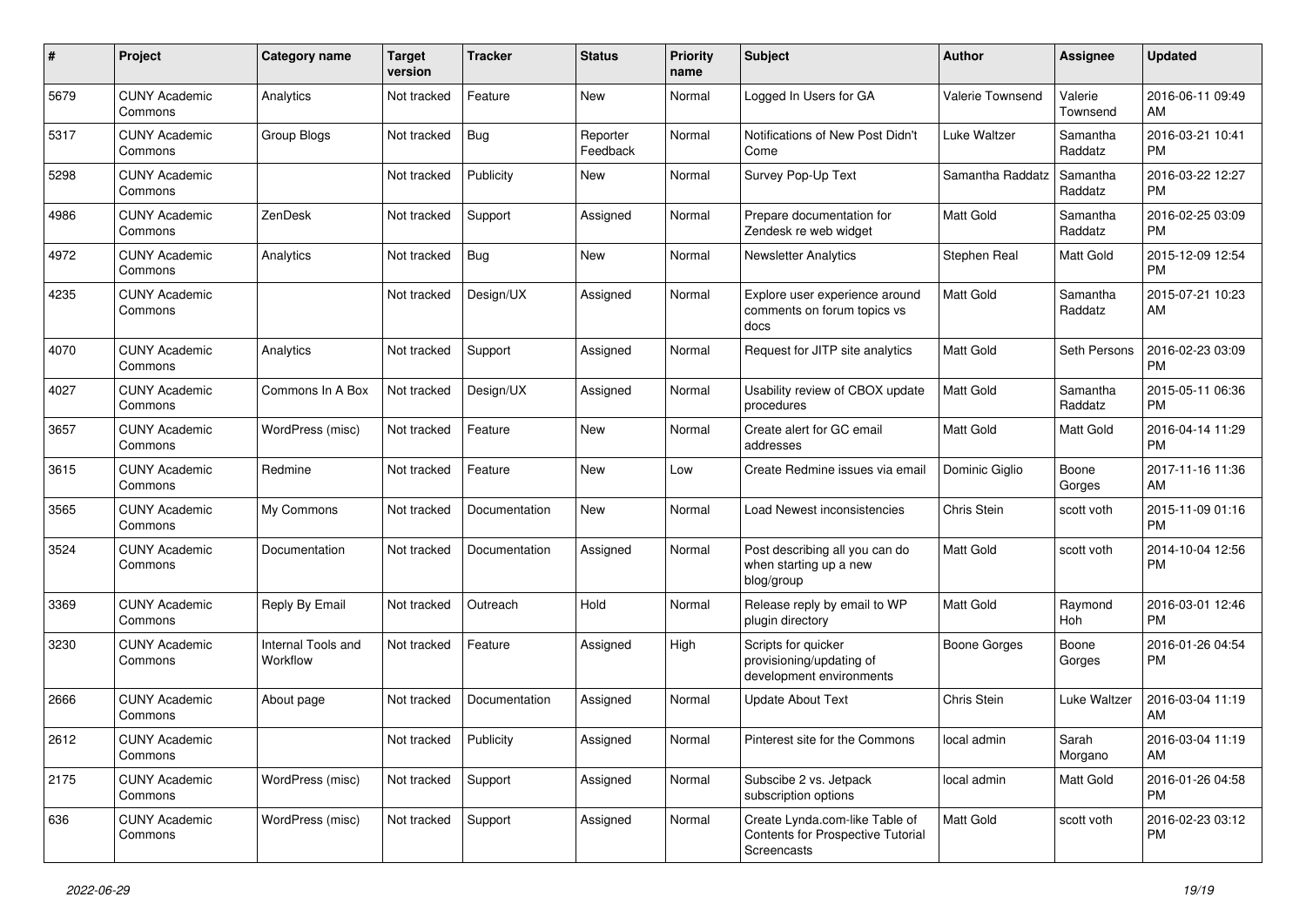| # | Project | Category name | Target version | Tracker | Status | Priority name | Subject | Author | Assignee | Updated |
|---|---|---|---|---|---|---|---|---|---|---|
| 5679 | CUNY Academic Commons | Analytics | Not tracked | Feature | New | Normal | Logged In Users for GA | Valerie Townsend | Valerie Townsend | 2016-06-11 09:49 AM |
| 5317 | CUNY Academic Commons | Group Blogs | Not tracked | Bug | Reporter Feedback | Normal | Notifications of New Post Didn't Come | Luke Waltzer | Samantha Raddatz | 2016-03-21 10:41 PM |
| 5298 | CUNY Academic Commons | | Not tracked | Publicity | New | Normal | Survey Pop-Up Text | Samantha Raddatz | Samantha Raddatz | 2016-03-22 12:27 PM |
| 4986 | CUNY Academic Commons | ZenDesk | Not tracked | Support | Assigned | Normal | Prepare documentation for Zendesk re web widget | Matt Gold | Samantha Raddatz | 2016-02-25 03:09 PM |
| 4972 | CUNY Academic Commons | Analytics | Not tracked | Bug | New | Normal | Newsletter Analytics | Stephen Real | Matt Gold | 2015-12-09 12:54 PM |
| 4235 | CUNY Academic Commons | | Not tracked | Design/UX | Assigned | Normal | Explore user experience around comments on forum topics vs docs | Matt Gold | Samantha Raddatz | 2015-07-21 10:23 AM |
| 4070 | CUNY Academic Commons | Analytics | Not tracked | Support | Assigned | Normal | Request for JITP site analytics | Matt Gold | Seth Persons | 2016-02-23 03:09 PM |
| 4027 | CUNY Academic Commons | Commons In A Box | Not tracked | Design/UX | Assigned | Normal | Usability review of CBOX update procedures | Matt Gold | Samantha Raddatz | 2015-05-11 06:36 PM |
| 3657 | CUNY Academic Commons | WordPress (misc) | Not tracked | Feature | New | Normal | Create alert for GC email addresses | Matt Gold | Matt Gold | 2016-04-14 11:29 PM |
| 3615 | CUNY Academic Commons | Redmine | Not tracked | Feature | New | Low | Create Redmine issues via email | Dominic Giglio | Boone Gorges | 2017-11-16 11:36 AM |
| 3565 | CUNY Academic Commons | My Commons | Not tracked | Documentation | New | Normal | Load Newest inconsistencies | Chris Stein | scott voth | 2015-11-09 01:16 PM |
| 3524 | CUNY Academic Commons | Documentation | Not tracked | Documentation | Assigned | Normal | Post describing all you can do when starting up a new blog/group | Matt Gold | scott voth | 2014-10-04 12:56 PM |
| 3369 | CUNY Academic Commons | Reply By Email | Not tracked | Outreach | Hold | Normal | Release reply by email to WP plugin directory | Matt Gold | Raymond Hoh | 2016-03-01 12:46 PM |
| 3230 | CUNY Academic Commons | Internal Tools and Workflow | Not tracked | Feature | Assigned | High | Scripts for quicker provisioning/updating of development environments | Boone Gorges | Boone Gorges | 2016-01-26 04:54 PM |
| 2666 | CUNY Academic Commons | About page | Not tracked | Documentation | Assigned | Normal | Update About Text | Chris Stein | Luke Waltzer | 2016-03-04 11:19 AM |
| 2612 | CUNY Academic Commons | | Not tracked | Publicity | Assigned | Normal | Pinterest site for the Commons | local admin | Sarah Morgano | 2016-03-04 11:19 AM |
| 2175 | CUNY Academic Commons | WordPress (misc) | Not tracked | Support | Assigned | Normal | Subscibe 2 vs. Jetpack subscription options | local admin | Matt Gold | 2016-01-26 04:58 PM |
| 636 | CUNY Academic Commons | WordPress (misc) | Not tracked | Support | Assigned | Normal | Create Lynda.com-like Table of Contents for Prospective Tutorial Screencasts | Matt Gold | scott voth | 2016-02-23 03:12 PM |